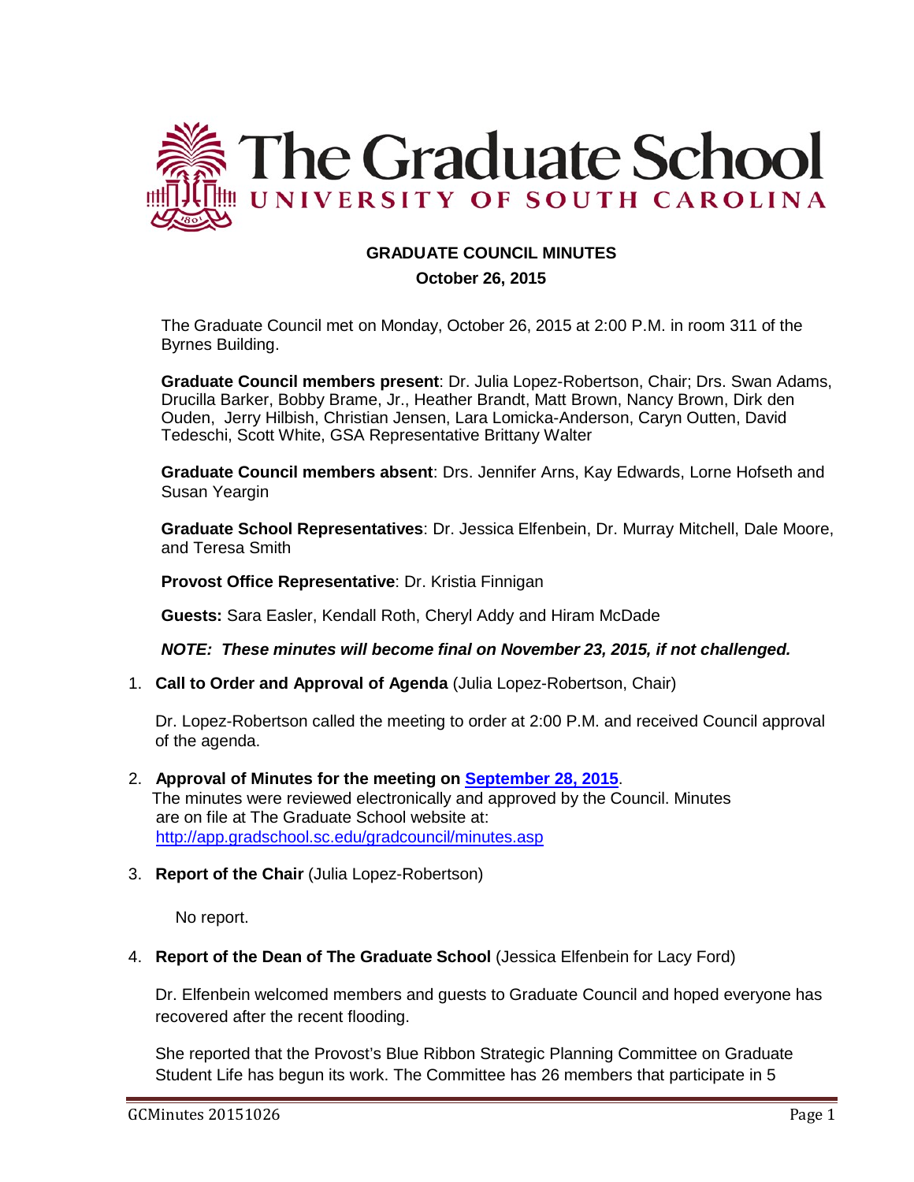# The Graduate School
## UNIVERSITY OF SOUTH CAROLINA

**GRADUATE COUNCIL MINUTES**

**October 26, 2015**

The Graduate Council met on Monday, October 26, 2015 at 2:00 P.M. in room 311 of the Byrnes Building.

**Graduate Council members present**: Dr. Julia Lopez-Robertson, Chair; Drs. Swan Adams, Drucilla Barker, Bobby Brame, Jr., Heather Brandt, Matt Brown, Nancy Brown, Dirk den Ouden, Jerry Hilbish, Christian Jensen, Lara Lomicka-Anderson, Caryn Outten, David Tedeschi, Scott White, GSA Representative Brittany Walter

**Graduate Council members absent**: Drs. Jennifer Arns, Kay Edwards, Lorne Hofseth and Susan Yeargin

**Graduate School Representatives**: Dr. Jessica Elfenbein, Dr. Murray Mitchell, Dale Moore, and Teresa Smith

**Provost Office Representative**: Dr. Kristia Finnigan

**Guests:** Sara Easler, Kendall Roth, Cheryl Addy and Hiram McDade

***NOTE: These minutes will become final on November 23, 2015, if not challenged.***

1. **Call to Order and Approval of Agenda** (Julia Lopez-Robertson, Chair)

   Dr. Lopez-Robertson called the meeting to order at 2:00 P.M. and received Council approval of the agenda.

2. **Approval of Minutes for the meeting on September 28, 2015**.
   The minutes were reviewed electronically and approved by the Council. Minutes are on file at The Graduate School website at: http://app.gradschool.sc.edu/gradcouncil/minutes.asp

3. **Report of the Chair** (Julia Lopez-Robertson)

   No report.

4. **Report of the Dean of The Graduate School** (Jessica Elfenbein for Lacy Ford)

   Dr. Elfenbein welcomed members and guests to Graduate Council and hoped everyone has recovered after the recent flooding.

   She reported that the Provost's Blue Ribbon Strategic Planning Committee on Graduate Student Life has begun its work. The Committee has 26 members that participate in 5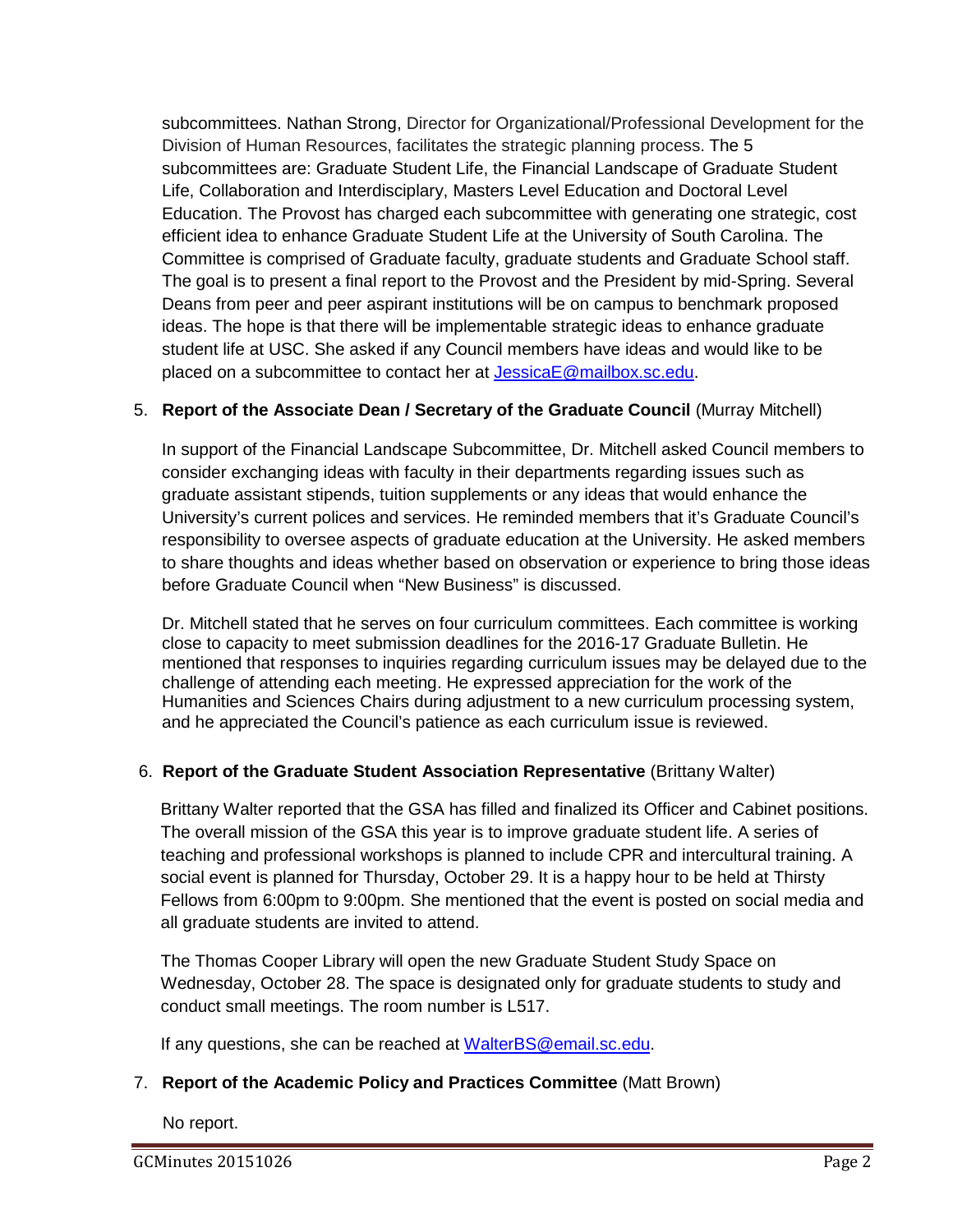subcommittees. Nathan Strong, Director for Organizational/Professional Development for the Division of Human Resources, facilitates the strategic planning process. The 5 subcommittees are: Graduate Student Life, the Financial Landscape of Graduate Student Life, Collaboration and Interdisciplary, Masters Level Education and Doctoral Level Education. The Provost has charged each subcommittee with generating one strategic, cost efficient idea to enhance Graduate Student Life at the University of South Carolina. The Committee is comprised of Graduate faculty, graduate students and Graduate School staff. The goal is to present a final report to the Provost and the President by mid-Spring. Several Deans from peer and peer aspirant institutions will be on campus to benchmark proposed ideas. The hope is that there will be implementable strategic ideas to enhance graduate student life at USC. She asked if any Council members have ideas and would like to be placed on a subcommittee to contact her at JessicaE@mailbox.sc.edu.

5. **Report of the Associate Dean / Secretary of the Graduate Council** (Murray Mitchell)

   In support of the Financial Landscape Subcommittee, Dr. Mitchell asked Council members to consider exchanging ideas with faculty in their departments regarding issues such as graduate assistant stipends, tuition supplements or any ideas that would enhance the University's current polices and services. He reminded members that it's Graduate Council's responsibility to oversee aspects of graduate education at the University. He asked members to share thoughts and ideas whether based on observation or experience to bring those ideas before Graduate Council when "New Business" is discussed.

   Dr. Mitchell stated that he serves on four curriculum committees. Each committee is working close to capacity to meet submission deadlines for the 2016-17 Graduate Bulletin. He mentioned that responses to inquiries regarding curriculum issues may be delayed due to the challenge of attending each meeting. He expressed appreciation for the work of the Humanities and Sciences Chairs during adjustment to a new curriculum processing system, and he appreciated the Council's patience as each curriculum issue is reviewed.

6. **Report of the Graduate Student Association Representative** (Brittany Walter)

   Brittany Walter reported that the GSA has filled and finalized its Officer and Cabinet positions. The overall mission of the GSA this year is to improve graduate student life. A series of teaching and professional workshops is planned to include CPR and intercultural training. A social event is planned for Thursday, October 29. It is a happy hour to be held at Thirsty Fellows from 6:00pm to 9:00pm. She mentioned that the event is posted on social media and all graduate students are invited to attend.

   The Thomas Cooper Library will open the new Graduate Student Study Space on Wednesday, October 28. The space is designated only for graduate students to study and conduct small meetings. The room number is L517.

   If any questions, she can be reached at WalterBS@email.sc.edu.

7. **Report of the Academic Policy and Practices Committee** (Matt Brown)

   No report.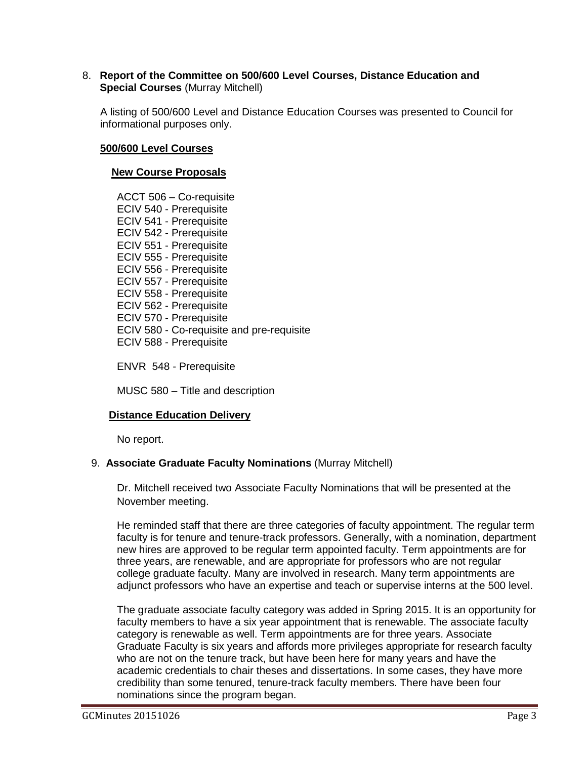8. **Report of the Committee on 500/600 Level Courses, Distance Education and Special Courses** (Murray Mitchell)

   A listing of 500/600 Level and Distance Education Courses was presented to Council for informational purposes only.

   **500/600 Level Courses**

   **New Course Proposals**

   ACCT 506 – Co-requisite
   ECIV 540 - Prerequisite
   ECIV 541 - Prerequisite
   ECIV 542 - Prerequisite
   ECIV 551 - Prerequisite
   ECIV 555 - Prerequisite
   ECIV 556 - Prerequisite
   ECIV 557 - Prerequisite
   ECIV 558 - Prerequisite
   ECIV 562 - Prerequisite
   ECIV 570 - Prerequisite
   ECIV 580 - Co-requisite and pre-requisite
   ECIV 588 - Prerequisite

   ENVR 548 - Prerequisite

   MUSC 580 – Title and description

   **Distance Education Delivery**

   No report.

9. **Associate Graduate Faculty Nominations** (Murray Mitchell)

   Dr. Mitchell received two Associate Faculty Nominations that will be presented at the November meeting.

   He reminded staff that there are three categories of faculty appointment. The regular term faculty is for tenure and tenure-track professors. Generally, with a nomination, department new hires are approved to be regular term appointed faculty. Term appointments are for three years, are renewable, and are appropriate for professors who are not regular college graduate faculty. Many are involved in research. Many term appointments are adjunct professors who have an expertise and teach or supervise interns at the 500 level.

   The graduate associate faculty category was added in Spring 2015. It is an opportunity for faculty members to have a six year appointment that is renewable. The associate faculty category is renewable as well. Term appointments are for three years. Associate Graduate Faculty is six years and affords more privileges appropriate for research faculty who are not on the tenure track, but have been here for many years and have the academic credentials to chair theses and dissertations. In some cases, they have more credibility than some tenured, tenure-track faculty members. There have been four nominations since the program began.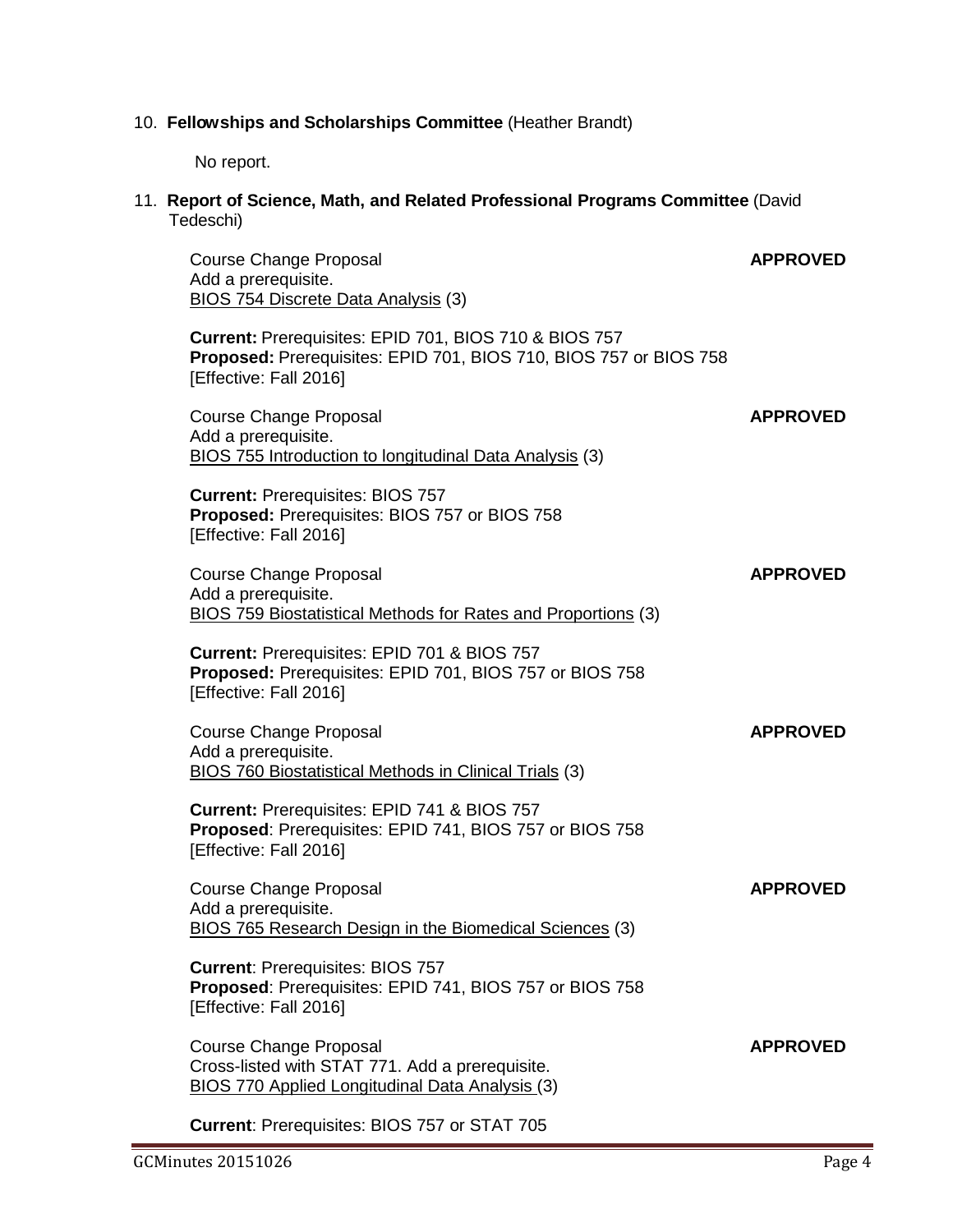10. **Fellowships and Scholarships Committee** (Heather Brandt)

    No report.

11. **Report of Science, Math, and Related Professional Programs Committee** (David Tedeschi)

    Course Change Proposal **APPROVED**
    Add a prerequisite.
    BIOS 754 Discrete Data Analysis (3)

    **Current:** Prerequisites: EPID 701, BIOS 710 & BIOS 757
    **Proposed:** Prerequisites: EPID 701, BIOS 710, BIOS 757 or BIOS 758
    [Effective: Fall 2016]

    Course Change Proposal **APPROVED**
    Add a prerequisite.
    BIOS 755 Introduction to longitudinal Data Analysis (3)

    **Current:** Prerequisites: BIOS 757
    **Proposed:** Prerequisites: BIOS 757 or BIOS 758
    [Effective: Fall 2016]

    Course Change Proposal **APPROVED**
    Add a prerequisite.
    BIOS 759 Biostatistical Methods for Rates and Proportions (3)

    **Current:** Prerequisites: EPID 701 & BIOS 757
    **Proposed:** Prerequisites: EPID 701, BIOS 757 or BIOS 758
    [Effective: Fall 2016]

    Course Change Proposal **APPROVED**
    Add a prerequisite.
    BIOS 760 Biostatistical Methods in Clinical Trials (3)

    **Current:** Prerequisites: EPID 741 & BIOS 757
    **Proposed**: Prerequisites: EPID 741, BIOS 757 or BIOS 758
    [Effective: Fall 2016]

    Course Change Proposal **APPROVED**
    Add a prerequisite.
    BIOS 765 Research Design in the Biomedical Sciences (3)

    **Current**: Prerequisites: BIOS 757
    **Proposed**: Prerequisites: EPID 741, BIOS 757 or BIOS 758
    [Effective: Fall 2016]

    Course Change Proposal **APPROVED**
    Cross-listed with STAT 771. Add a prerequisite.
    BIOS 770 Applied Longitudinal Data Analysis (3)

    **Current**: Prerequisites: BIOS 757 or STAT 705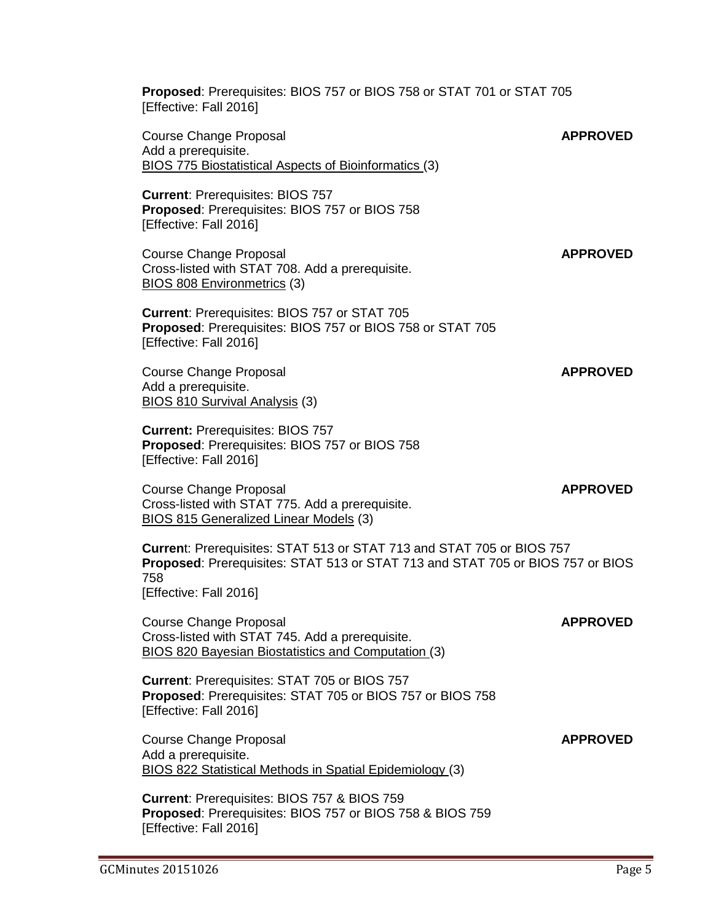**Proposed**: Prerequisites: BIOS 757 or BIOS 758 or STAT 701 or STAT 705
[Effective: Fall 2016]

Course Change Proposal **APPROVED**
Add a prerequisite.
BIOS 775 Biostatistical Aspects of Bioinformatics (3)

**Current**: Prerequisites: BIOS 757
**Proposed**: Prerequisites: BIOS 757 or BIOS 758
[Effective: Fall 2016]

Course Change Proposal **APPROVED**
Cross-listed with STAT 708. Add a prerequisite.
BIOS 808 Environmetrics (3)

**Current**: Prerequisites: BIOS 757 or STAT 705
**Proposed**: Prerequisites: BIOS 757 or BIOS 758 or STAT 705
[Effective: Fall 2016]

Course Change Proposal **APPROVED**
Add a prerequisite.
BIOS 810 Survival Analysis (3)

**Current:** Prerequisites: BIOS 757
**Proposed**: Prerequisites: BIOS 757 or BIOS 758
[Effective: Fall 2016]

Course Change Proposal **APPROVED**
Cross-listed with STAT 775. Add a prerequisite.
BIOS 815 Generalized Linear Models (3)

**Curren**t: Prerequisites: STAT 513 or STAT 713 and STAT 705 or BIOS 757
**Proposed**: Prerequisites: STAT 513 or STAT 713 and STAT 705 or BIOS 757 or BIOS 758
[Effective: Fall 2016]

Course Change Proposal **APPROVED**
Cross-listed with STAT 745. Add a prerequisite.
BIOS 820 Bayesian Biostatistics and Computation (3)

**Current**: Prerequisites: STAT 705 or BIOS 757
**Proposed**: Prerequisites: STAT 705 or BIOS 757 or BIOS 758
[Effective: Fall 2016]

Course Change Proposal **APPROVED**
Add a prerequisite.
BIOS 822 Statistical Methods in Spatial Epidemiology (3)

**Current**: Prerequisites: BIOS 757 & BIOS 759
**Proposed**: Prerequisites: BIOS 757 or BIOS 758 & BIOS 759
[Effective: Fall 2016]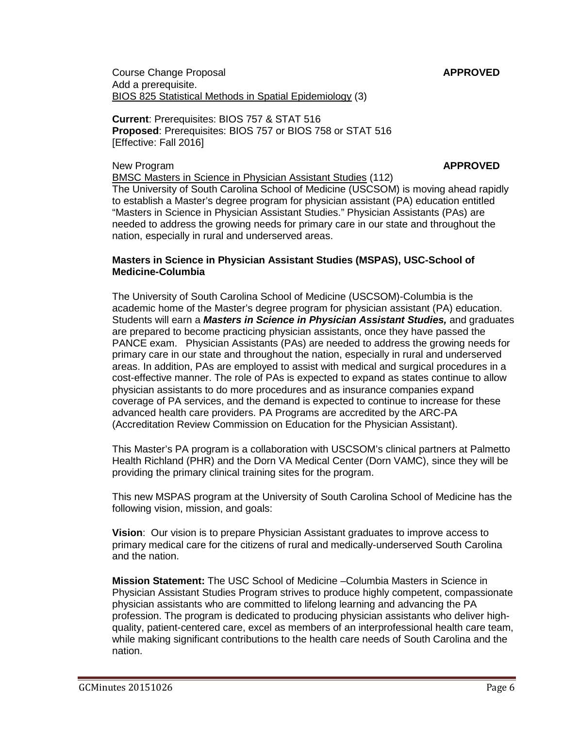Course Change Proposal **APPROVED**
Add a prerequisite.
BIOS 825 Statistical Methods in Spatial Epidemiology (3)

**Current**: Prerequisites: BIOS 757 & STAT 516
**Proposed**: Prerequisites: BIOS 757 or BIOS 758 or STAT 516
[Effective: Fall 2016]

New Program **APPROVED**
BMSC Masters in Science in Physician Assistant Studies (112)
The University of South Carolina School of Medicine (USCSOM) is moving ahead rapidly to establish a Master's degree program for physician assistant (PA) education entitled "Masters in Science in Physician Assistant Studies." Physician Assistants (PAs) are needed to address the growing needs for primary care in our state and throughout the nation, especially in rural and underserved areas.

**Masters in Science in Physician Assistant Studies (MSPAS), USC-School of Medicine-Columbia**

The University of South Carolina School of Medicine (USCSOM)-Columbia is the academic home of the Master's degree program for physician assistant (PA) education. Students will earn a ***Masters in Science in Physician Assistant Studies,*** and graduates are prepared to become practicing physician assistants, once they have passed the PANCE exam. Physician Assistants (PAs) are needed to address the growing needs for primary care in our state and throughout the nation, especially in rural and underserved areas. In addition, PAs are employed to assist with medical and surgical procedures in a cost-effective manner. The role of PAs is expected to expand as states continue to allow physician assistants to do more procedures and as insurance companies expand coverage of PA services, and the demand is expected to continue to increase for these advanced health care providers. PA Programs are accredited by the ARC-PA (Accreditation Review Commission on Education for the Physician Assistant).

This Master's PA program is a collaboration with USCSOM's clinical partners at Palmetto Health Richland (PHR) and the Dorn VA Medical Center (Dorn VAMC), since they will be providing the primary clinical training sites for the program.

This new MSPAS program at the University of South Carolina School of Medicine has the following vision, mission, and goals:

**Vision**: Our vision is to prepare Physician Assistant graduates to improve access to primary medical care for the citizens of rural and medically-underserved South Carolina and the nation.

**Mission Statement:** The USC School of Medicine –Columbia Masters in Science in Physician Assistant Studies Program strives to produce highly competent, compassionate physician assistants who are committed to lifelong learning and advancing the PA profession. The program is dedicated to producing physician assistants who deliver high-quality, patient-centered care, excel as members of an interprofessional health care team, while making significant contributions to the health care needs of South Carolina and the nation.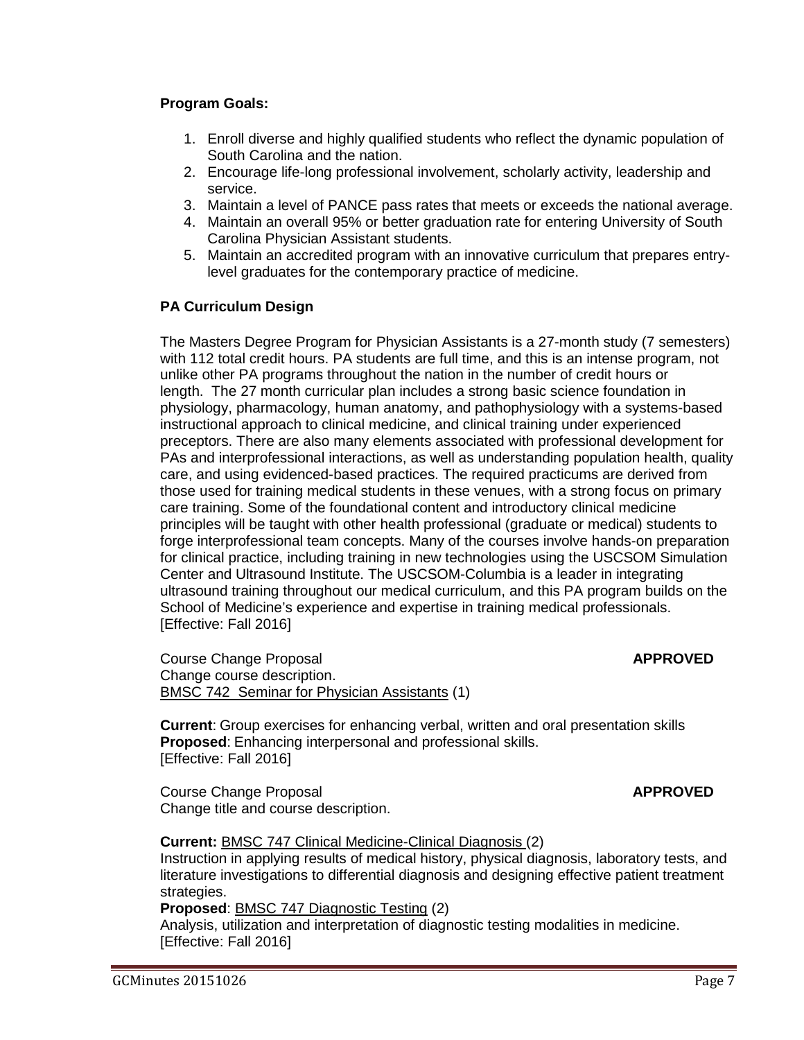**Program Goals:**

1. Enroll diverse and highly qualified students who reflect the dynamic population of South Carolina and the nation.
2. Encourage life-long professional involvement, scholarly activity, leadership and service.
3. Maintain a level of PANCE pass rates that meets or exceeds the national average.
4. Maintain an overall 95% or better graduation rate for entering University of South Carolina Physician Assistant students.
5. Maintain an accredited program with an innovative curriculum that prepares entry-level graduates for the contemporary practice of medicine.

**PA Curriculum Design**

The Masters Degree Program for Physician Assistants is a 27-month study (7 semesters) with 112 total credit hours. PA students are full time, and this is an intense program, not unlike other PA programs throughout the nation in the number of credit hours or length. The 27 month curricular plan includes a strong basic science foundation in physiology, pharmacology, human anatomy, and pathophysiology with a systems-based instructional approach to clinical medicine, and clinical training under experienced preceptors. There are also many elements associated with professional development for PAs and interprofessional interactions, as well as understanding population health, quality care, and using evidenced-based practices. The required practicums are derived from those used for training medical students in these venues, with a strong focus on primary care training. Some of the foundational content and introductory clinical medicine principles will be taught with other health professional (graduate or medical) students to forge interprofessional team concepts. Many of the courses involve hands-on preparation for clinical practice, including training in new technologies using the USCSOM Simulation Center and Ultrasound Institute. The USCSOM-Columbia is a leader in integrating ultrasound training throughout our medical curriculum, and this PA program builds on the School of Medicine's experience and expertise in training medical professionals.
[Effective: Fall 2016]

Course Change Proposal **APPROVED**
Change course description.
BMSC 742 Seminar for Physician Assistants (1)

**Current**: Group exercises for enhancing verbal, written and oral presentation skills
**Proposed**: Enhancing interpersonal and professional skills.
[Effective: Fall 2016]

Course Change Proposal **APPROVED**
Change title and course description.

**Current:** BMSC 747 Clinical Medicine-Clinical Diagnosis (2)
Instruction in applying results of medical history, physical diagnosis, laboratory tests, and literature investigations to differential diagnosis and designing effective patient treatment strategies.
**Proposed**: BMSC 747 Diagnostic Testing (2)
Analysis, utilization and interpretation of diagnostic testing modalities in medicine.
[Effective: Fall 2016]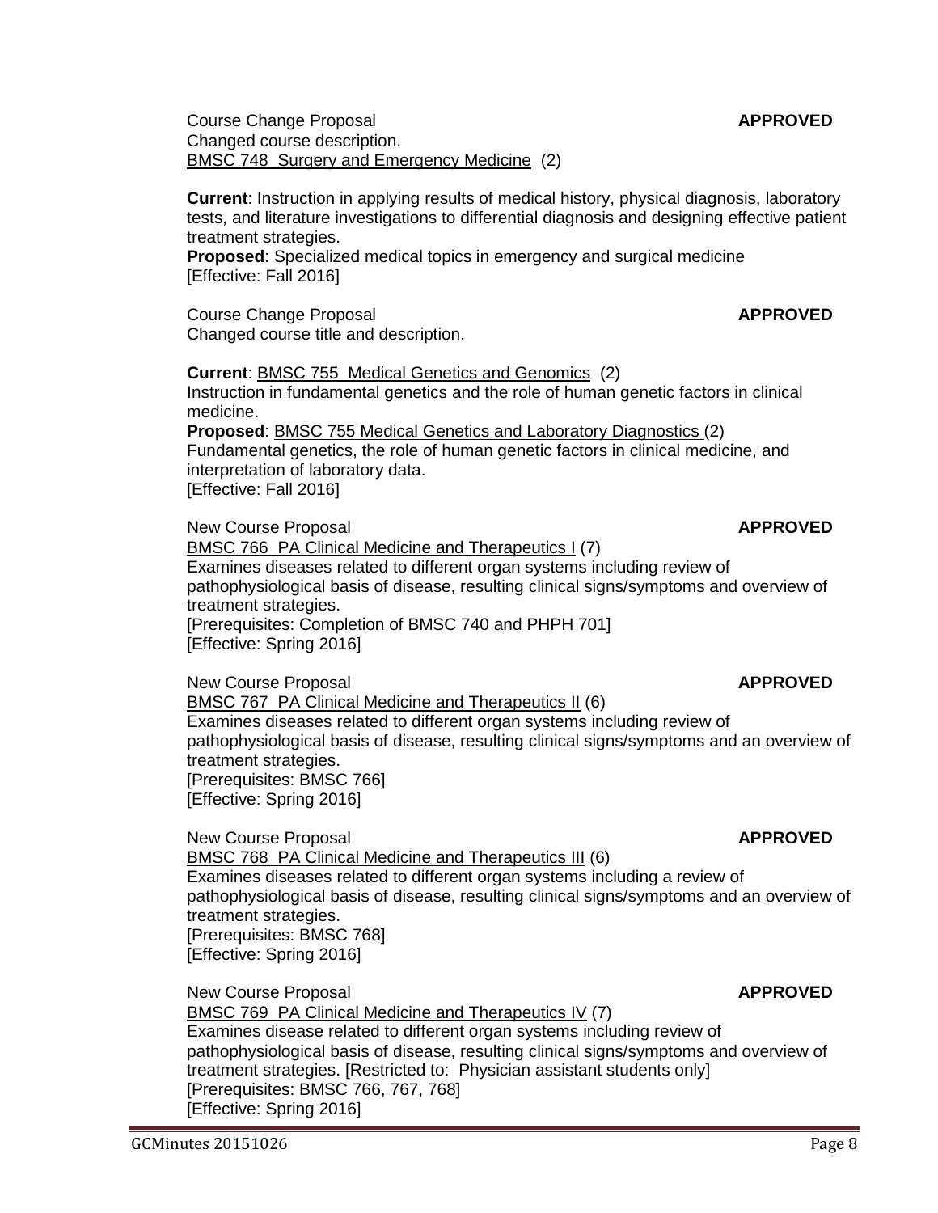Course Change Proposal **APPROVED**
Changed course description.
BMSC 748 Surgery and Emergency Medicine (2)

**Current**: Instruction in applying results of medical history, physical diagnosis, laboratory tests, and literature investigations to differential diagnosis and designing effective patient treatment strategies.
**Proposed**: Specialized medical topics in emergency and surgical medicine
[Effective: Fall 2016]

Course Change Proposal **APPROVED**
Changed course title and description.

**Current**: BMSC 755 Medical Genetics and Genomics (2)
Instruction in fundamental genetics and the role of human genetic factors in clinical medicine.
**Proposed**: BMSC 755 Medical Genetics and Laboratory Diagnostics (2)
Fundamental genetics, the role of human genetic factors in clinical medicine, and interpretation of laboratory data.
[Effective: Fall 2016]

New Course Proposal **APPROVED**
BMSC 766 PA Clinical Medicine and Therapeutics I (7)
Examines diseases related to different organ systems including review of pathophysiological basis of disease, resulting clinical signs/symptoms and overview of treatment strategies.
[Prerequisites: Completion of BMSC 740 and PHPH 701]
[Effective: Spring 2016]

New Course Proposal **APPROVED**
BMSC 767 PA Clinical Medicine and Therapeutics II (6)
Examines diseases related to different organ systems including review of pathophysiological basis of disease, resulting clinical signs/symptoms and an overview of treatment strategies.
[Prerequisites: BMSC 766]
[Effective: Spring 2016]

New Course Proposal **APPROVED**
BMSC 768 PA Clinical Medicine and Therapeutics III (6)
Examines diseases related to different organ systems including a review of pathophysiological basis of disease, resulting clinical signs/symptoms and an overview of treatment strategies.
[Prerequisites: BMSC 768]
[Effective: Spring 2016]

New Course Proposal **APPROVED**
BMSC 769 PA Clinical Medicine and Therapeutics IV (7)
Examines disease related to different organ systems including review of pathophysiological basis of disease, resulting clinical signs/symptoms and overview of treatment strategies. [Restricted to: Physician assistant students only]
[Prerequisites: BMSC 766, 767, 768]
[Effective: Spring 2016]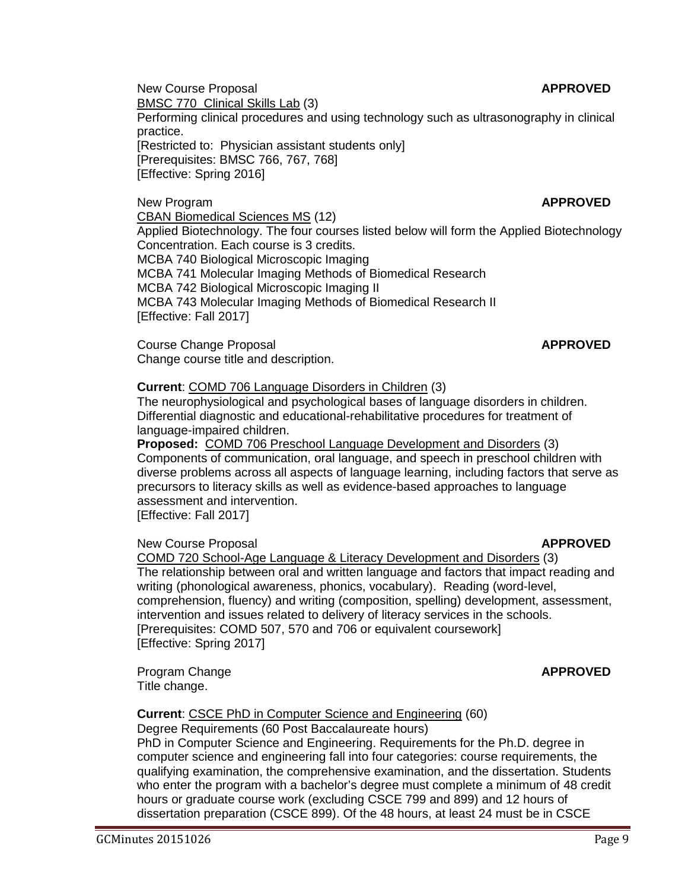New Course Proposal **APPROVED**

BMSC 770 Clinical Skills Lab (3)
Performing clinical procedures and using technology such as ultrasonography in clinical practice.
[Restricted to: Physician assistant students only]
[Prerequisites: BMSC 766, 767, 768]
[Effective: Spring 2016]

New Program **APPROVED**

CBAN Biomedical Sciences MS (12)
Applied Biotechnology. The four courses listed below will form the Applied Biotechnology Concentration. Each course is 3 credits.
MCBA 740 Biological Microscopic Imaging
MCBA 741 Molecular Imaging Methods of Biomedical Research
MCBA 742 Biological Microscopic Imaging II
MCBA 743 Molecular Imaging Methods of Biomedical Research II
[Effective: Fall 2017]

Course Change Proposal **APPROVED**

Change course title and description.

**Current**: COMD 706 Language Disorders in Children (3)
The neurophysiological and psychological bases of language disorders in children. Differential diagnostic and educational-rehabilitative procedures for treatment of language-impaired children.
**Proposed:** COMD 706 Preschool Language Development and Disorders (3)
Components of communication, oral language, and speech in preschool children with diverse problems across all aspects of language learning, including factors that serve as precursors to literacy skills as well as evidence-based approaches to language assessment and intervention.
[Effective: Fall 2017]

New Course Proposal **APPROVED**

COMD 720 School-Age Language & Literacy Development and Disorders (3)
The relationship between oral and written language and factors that impact reading and writing (phonological awareness, phonics, vocabulary). Reading (word-level, comprehension, fluency) and writing (composition, spelling) development, assessment, intervention and issues related to delivery of literacy services in the schools.
[Prerequisites: COMD 507, 570 and 706 or equivalent coursework]
[Effective: Spring 2017]

Program Change **APPROVED**

Title change.

**Current**: CSCE PhD in Computer Science and Engineering (60)
Degree Requirements (60 Post Baccalaureate hours)
PhD in Computer Science and Engineering. Requirements for the Ph.D. degree in computer science and engineering fall into four categories: course requirements, the qualifying examination, the comprehensive examination, and the dissertation. Students who enter the program with a bachelor's degree must complete a minimum of 48 credit hours or graduate course work (excluding CSCE 799 and 899) and 12 hours of dissertation preparation (CSCE 899). Of the 48 hours, at least 24 must be in CSCE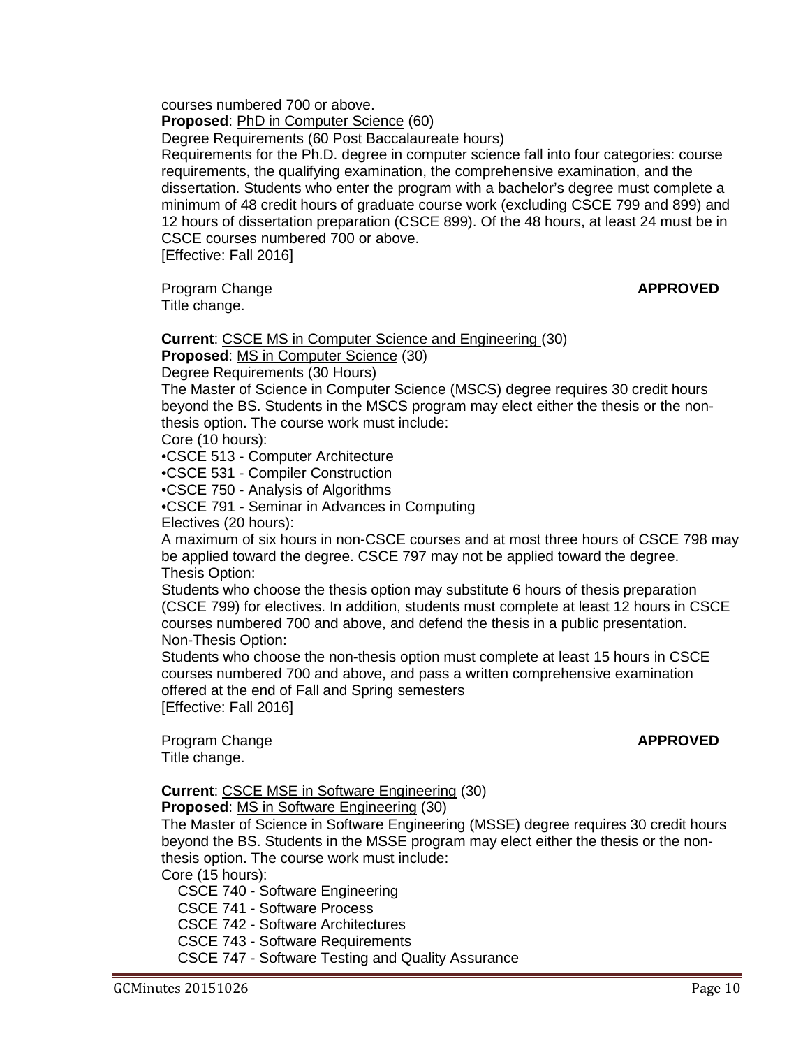courses numbered 700 or above.

**Proposed**: PhD in Computer Science (60)

Degree Requirements (60 Post Baccalaureate hours)

Requirements for the Ph.D. degree in computer science fall into four categories: course requirements, the qualifying examination, the comprehensive examination, and the dissertation. Students who enter the program with a bachelor's degree must complete a minimum of 48 credit hours of graduate course work (excluding CSCE 799 and 899) and 12 hours of dissertation preparation (CSCE 899). Of the 48 hours, at least 24 must be in CSCE courses numbered 700 or above.

[Effective: Fall 2016]

Program Change **APPROVED**

Title change.

**Current**: CSCE MS in Computer Science and Engineering (30)

**Proposed**: MS in Computer Science (30)

Degree Requirements (30 Hours)

The Master of Science in Computer Science (MSCS) degree requires 30 credit hours beyond the BS. Students in the MSCS program may elect either the thesis or the non-thesis option. The course work must include:

Core (10 hours):

- CSCE 513 - Computer Architecture
- CSCE 531 - Compiler Construction
- CSCE 750 - Analysis of Algorithms
- CSCE 791 - Seminar in Advances in Computing

Electives (20 hours):

A maximum of six hours in non-CSCE courses and at most three hours of CSCE 798 may be applied toward the degree. CSCE 797 may not be applied toward the degree.

Thesis Option:

Students who choose the thesis option may substitute 6 hours of thesis preparation (CSCE 799) for electives. In addition, students must complete at least 12 hours in CSCE courses numbered 700 and above, and defend the thesis in a public presentation.

Non-Thesis Option:

Students who choose the non-thesis option must complete at least 15 hours in CSCE courses numbered 700 and above, and pass a written comprehensive examination offered at the end of Fall and Spring semesters

[Effective: Fall 2016]

Program Change **APPROVED**

Title change.

**Current**: CSCE MSE in Software Engineering (30)

**Proposed**: MS in Software Engineering (30)

The Master of Science in Software Engineering (MSSE) degree requires 30 credit hours beyond the BS. Students in the MSSE program may elect either the thesis or the non-thesis option. The course work must include:

Core (15 hours):

CSCE 740 - Software Engineering
CSCE 741 - Software Process
CSCE 742 - Software Architectures
CSCE 743 - Software Requirements
CSCE 747 - Software Testing and Quality Assurance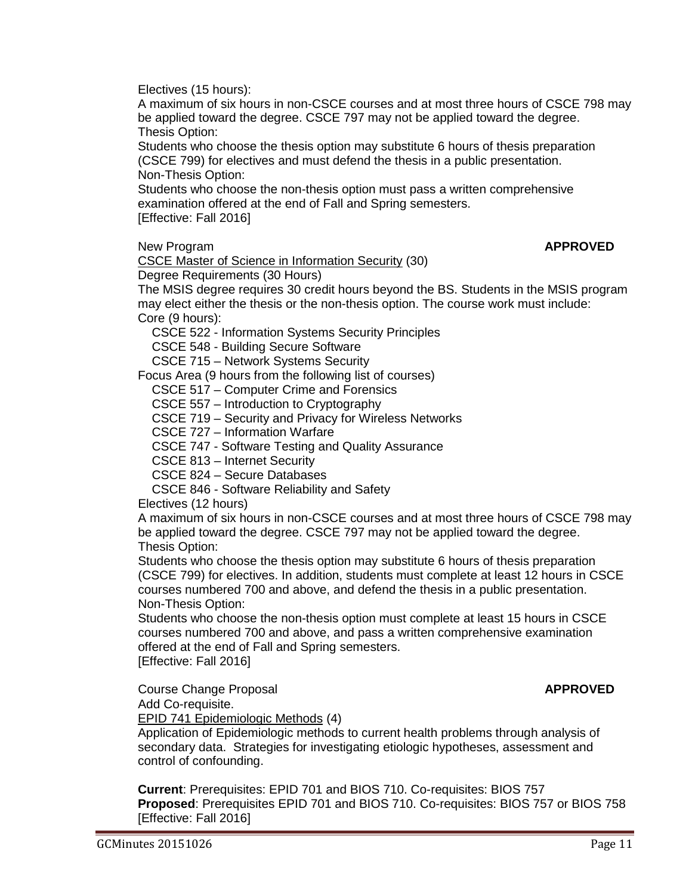Electives (15 hours):
A maximum of six hours in non-CSCE courses and at most three hours of CSCE 798 may be applied toward the degree. CSCE 797 may not be applied toward the degree.
Thesis Option:
Students who choose the thesis option may substitute 6 hours of thesis preparation (CSCE 799) for electives and must defend the thesis in a public presentation.
Non-Thesis Option:
Students who choose the non-thesis option must pass a written comprehensive examination offered at the end of Fall and Spring semesters.
[Effective: Fall 2016]

New Program **APPROVED**

CSCE Master of Science in Information Security (30)
Degree Requirements (30 Hours)
The MSIS degree requires 30 credit hours beyond the BS. Students in the MSIS program may elect either the thesis or the non-thesis option. The course work must include:
Core (9 hours):

- CSCE 522 - Information Systems Security Principles
- CSCE 548 - Building Secure Software
- CSCE 715 – Network Systems Security

Focus Area (9 hours from the following list of courses)

- CSCE 517 – Computer Crime and Forensics
- CSCE 557 – Introduction to Cryptography
- CSCE 719 – Security and Privacy for Wireless Networks
- CSCE 727 – Information Warfare
- CSCE 747 - Software Testing and Quality Assurance
- CSCE 813 – Internet Security
- CSCE 824 – Secure Databases
- CSCE 846 - Software Reliability and Safety

Electives (12 hours)
A maximum of six hours in non-CSCE courses and at most three hours of CSCE 798 may be applied toward the degree. CSCE 797 may not be applied toward the degree.
Thesis Option:
Students who choose the thesis option may substitute 6 hours of thesis preparation (CSCE 799) for electives. In addition, students must complete at least 12 hours in CSCE courses numbered 700 and above, and defend the thesis in a public presentation.
Non-Thesis Option:
Students who choose the non-thesis option must complete at least 15 hours in CSCE courses numbered 700 and above, and pass a written comprehensive examination offered at the end of Fall and Spring semesters.
[Effective: Fall 2016]

Course Change Proposal **APPROVED**

Add Co-requisite.
EPID 741 Epidemiologic Methods (4)
Application of Epidemiologic methods to current health problems through analysis of secondary data. Strategies for investigating etiologic hypotheses, assessment and control of confounding.

**Current**: Prerequisites: EPID 701 and BIOS 710. Co-requisites: BIOS 757
**Proposed**: Prerequisites EPID 701 and BIOS 710. Co-requisites: BIOS 757 or BIOS 758
[Effective: Fall 2016]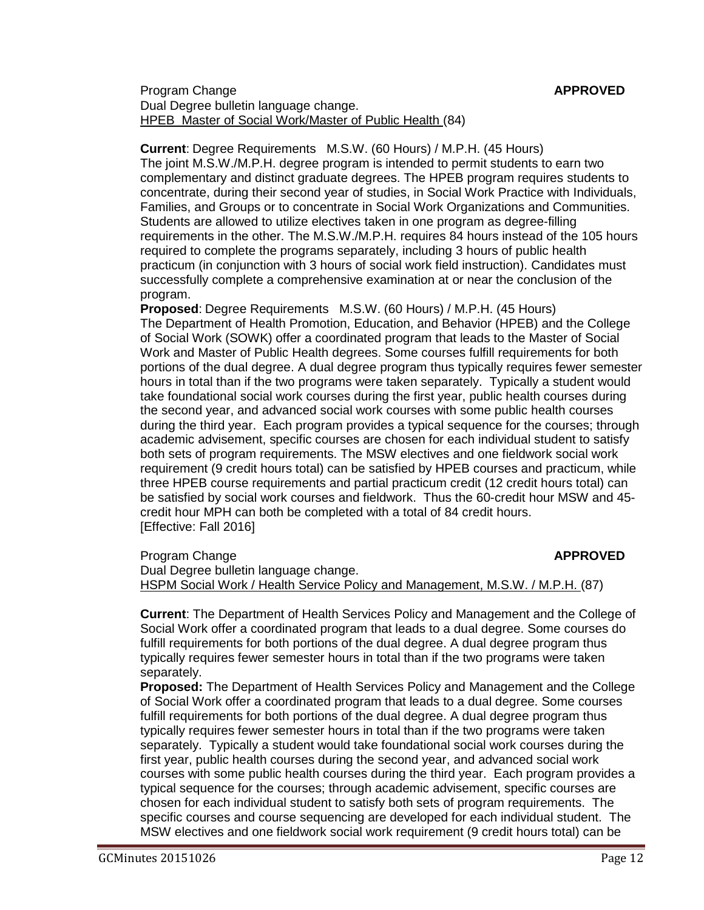Program Change **APPROVED**

Dual Degree bulletin language change.

HPEB Master of Social Work/Master of Public Health (84)

**Current**: Degree Requirements M.S.W. (60 Hours) / M.P.H. (45 Hours)
The joint M.S.W./M.P.H. degree program is intended to permit students to earn two complementary and distinct graduate degrees. The HPEB program requires students to concentrate, during their second year of studies, in Social Work Practice with Individuals, Families, and Groups or to concentrate in Social Work Organizations and Communities. Students are allowed to utilize electives taken in one program as degree-filling requirements in the other. The M.S.W./M.P.H. requires 84 hours instead of the 105 hours required to complete the programs separately, including 3 hours of public health practicum (in conjunction with 3 hours of social work field instruction). Candidates must successfully complete a comprehensive examination at or near the conclusion of the program.

**Proposed**: Degree Requirements M.S.W. (60 Hours) / M.P.H. (45 Hours)
The Department of Health Promotion, Education, and Behavior (HPEB) and the College of Social Work (SOWK) offer a coordinated program that leads to the Master of Social Work and Master of Public Health degrees. Some courses fulfill requirements for both portions of the dual degree. A dual degree program thus typically requires fewer semester hours in total than if the two programs were taken separately. Typically a student would take foundational social work courses during the first year, public health courses during the second year, and advanced social work courses with some public health courses during the third year. Each program provides a typical sequence for the courses; through academic advisement, specific courses are chosen for each individual student to satisfy both sets of program requirements. The MSW electives and one fieldwork social work requirement (9 credit hours total) can be satisfied by HPEB courses and practicum, while three HPEB course requirements and partial practicum credit (12 credit hours total) can be satisfied by social work courses and fieldwork. Thus the 60-credit hour MSW and 45-credit hour MPH can both be completed with a total of 84 credit hours.
[Effective: Fall 2016]

Program Change **APPROVED**

Dual Degree bulletin language change.

HSPM Social Work / Health Service Policy and Management, M.S.W. / M.P.H. (87)

**Current**: The Department of Health Services Policy and Management and the College of Social Work offer a coordinated program that leads to a dual degree. Some courses do fulfill requirements for both portions of the dual degree. A dual degree program thus typically requires fewer semester hours in total than if the two programs were taken separately.

**Proposed:** The Department of Health Services Policy and Management and the College of Social Work offer a coordinated program that leads to a dual degree. Some courses fulfill requirements for both portions of the dual degree. A dual degree program thus typically requires fewer semester hours in total than if the two programs were taken separately. Typically a student would take foundational social work courses during the first year, public health courses during the second year, and advanced social work courses with some public health courses during the third year. Each program provides a typical sequence for the courses; through academic advisement, specific courses are chosen for each individual student to satisfy both sets of program requirements. The specific courses and course sequencing are developed for each individual student. The MSW electives and one fieldwork social work requirement (9 credit hours total) can be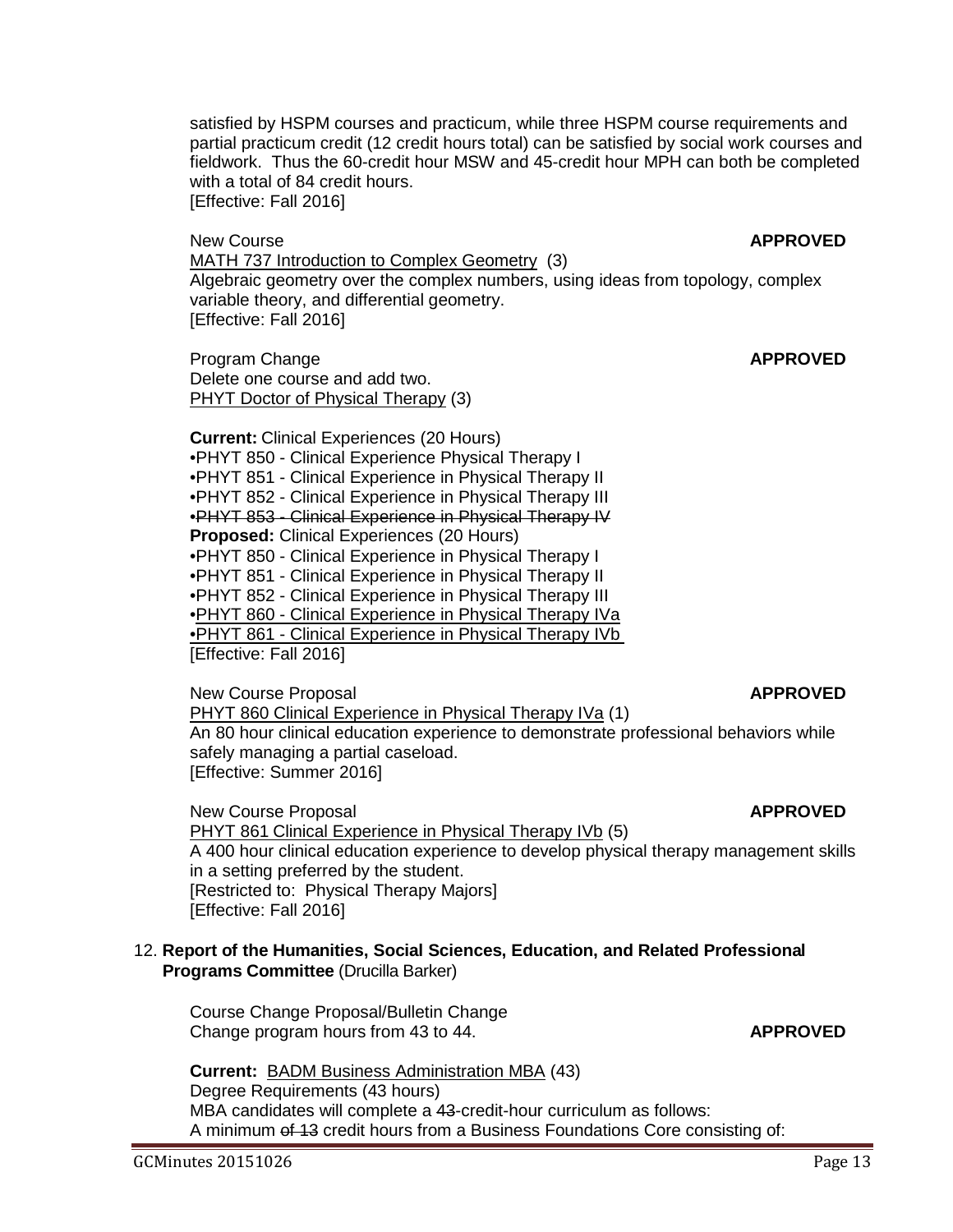satisfied by HSPM courses and practicum, while three HSPM course requirements and partial practicum credit (12 credit hours total) can be satisfied by social work courses and fieldwork. Thus the 60-credit hour MSW and 45-credit hour MPH can both be completed with a total of 84 credit hours.
[Effective: Fall 2016]

New Course **APPROVED**
MATH 737 Introduction to Complex Geometry (3)
Algebraic geometry over the complex numbers, using ideas from topology, complex variable theory, and differential geometry.
[Effective: Fall 2016]

Program Change **APPROVED**
Delete one course and add two.
PHYT Doctor of Physical Therapy (3)

**Current:** Clinical Experiences (20 Hours)
•PHYT 850 - Clinical Experience Physical Therapy I
•PHYT 851 - Clinical Experience in Physical Therapy II
•PHYT 852 - Clinical Experience in Physical Therapy III
•~~PHYT 853 - Clinical Experience in Physical Therapy IV~~
**Proposed:** Clinical Experiences (20 Hours)
•PHYT 850 - Clinical Experience in Physical Therapy I
•PHYT 851 - Clinical Experience in Physical Therapy II
•PHYT 852 - Clinical Experience in Physical Therapy III
•PHYT 860 - Clinical Experience in Physical Therapy IVa
•PHYT 861 - Clinical Experience in Physical Therapy IVb
[Effective: Fall 2016]

New Course Proposal **APPROVED**
PHYT 860 Clinical Experience in Physical Therapy IVa (1)
An 80 hour clinical education experience to demonstrate professional behaviors while safely managing a partial caseload.
[Effective: Summer 2016]

New Course Proposal **APPROVED**
PHYT 861 Clinical Experience in Physical Therapy IVb (5)
A 400 hour clinical education experience to develop physical therapy management skills in a setting preferred by the student.
[Restricted to: Physical Therapy Majors]
[Effective: Fall 2016]

12. **Report of the Humanities, Social Sciences, Education, and Related Professional Programs Committee** (Drucilla Barker)

Course Change Proposal/Bulletin Change
Change program hours from 43 to 44. **APPROVED**

**Current:** BADM Business Administration MBA (43)
Degree Requirements (43 hours)
MBA candidates will complete a ~~43~~-credit-hour curriculum as follows:
A minimum ~~of 13~~ credit hours from a Business Foundations Core consisting of: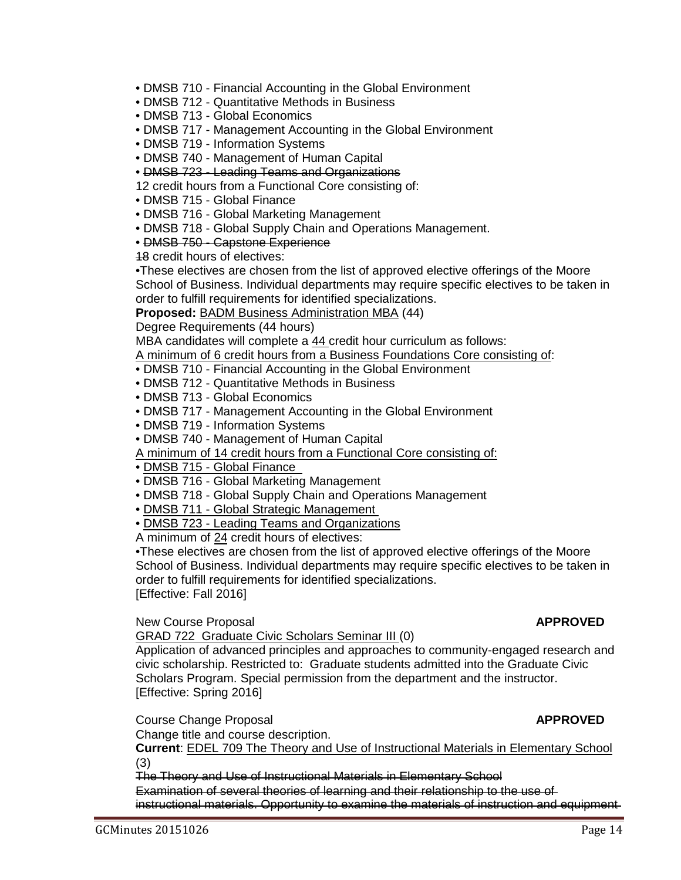• DMSB 710 - Financial Accounting in the Global Environment
• DMSB 712 - Quantitative Methods in Business
• DMSB 713 - Global Economics
• DMSB 717 - Management Accounting in the Global Environment
• DMSB 719 - Information Systems
• DMSB 740 - Management of Human Capital
• ~~DMSB 723 - Leading Teams and Organizations~~
12 credit hours from a Functional Core consisting of:
• DMSB 715 - Global Finance
• DMSB 716 - Global Marketing Management
• DMSB 718 - Global Supply Chain and Operations Management.
• ~~DMSB 750 - Capstone Experience~~
~~18~~ credit hours of electives:
•These electives are chosen from the list of approved elective offerings of the Moore School of Business. Individual departments may require specific electives to be taken in order to fulfill requirements for identified specializations.
**Proposed:** BADM Business Administration MBA (44)
Degree Requirements (44 hours)
MBA candidates will complete a 44 credit hour curriculum as follows:
A minimum of 6 credit hours from a Business Foundations Core consisting of:
• DMSB 710 - Financial Accounting in the Global Environment
• DMSB 712 - Quantitative Methods in Business
• DMSB 713 - Global Economics
• DMSB 717 - Management Accounting in the Global Environment
• DMSB 719 - Information Systems
• DMSB 740 - Management of Human Capital
A minimum of 14 credit hours from a Functional Core consisting of:
• DMSB 715 - Global Finance
• DMSB 716 - Global Marketing Management
• DMSB 718 - Global Supply Chain and Operations Management
• DMSB 711 - Global Strategic Management
• DMSB 723 - Leading Teams and Organizations
A minimum of 24 credit hours of electives:
•These electives are chosen from the list of approved elective offerings of the Moore School of Business. Individual departments may require specific electives to be taken in order to fulfill requirements for identified specializations.
[Effective: Fall 2016]

New Course Proposal **APPROVED**
GRAD 722 Graduate Civic Scholars Seminar III (0)
Application of advanced principles and approaches to community-engaged research and civic scholarship. Restricted to: Graduate students admitted into the Graduate Civic Scholars Program. Special permission from the department and the instructor.
[Effective: Spring 2016]

Course Change Proposal **APPROVED**
Change title and course description.
**Current**: EDEL 709 The Theory and Use of Instructional Materials in Elementary School (3)
~~The Theory and Use of Instructional Materials in Elementary School~~
~~Examination of several theories of learning and their relationship to the use of instructional materials. Opportunity to examine the materials of instruction and equipment~~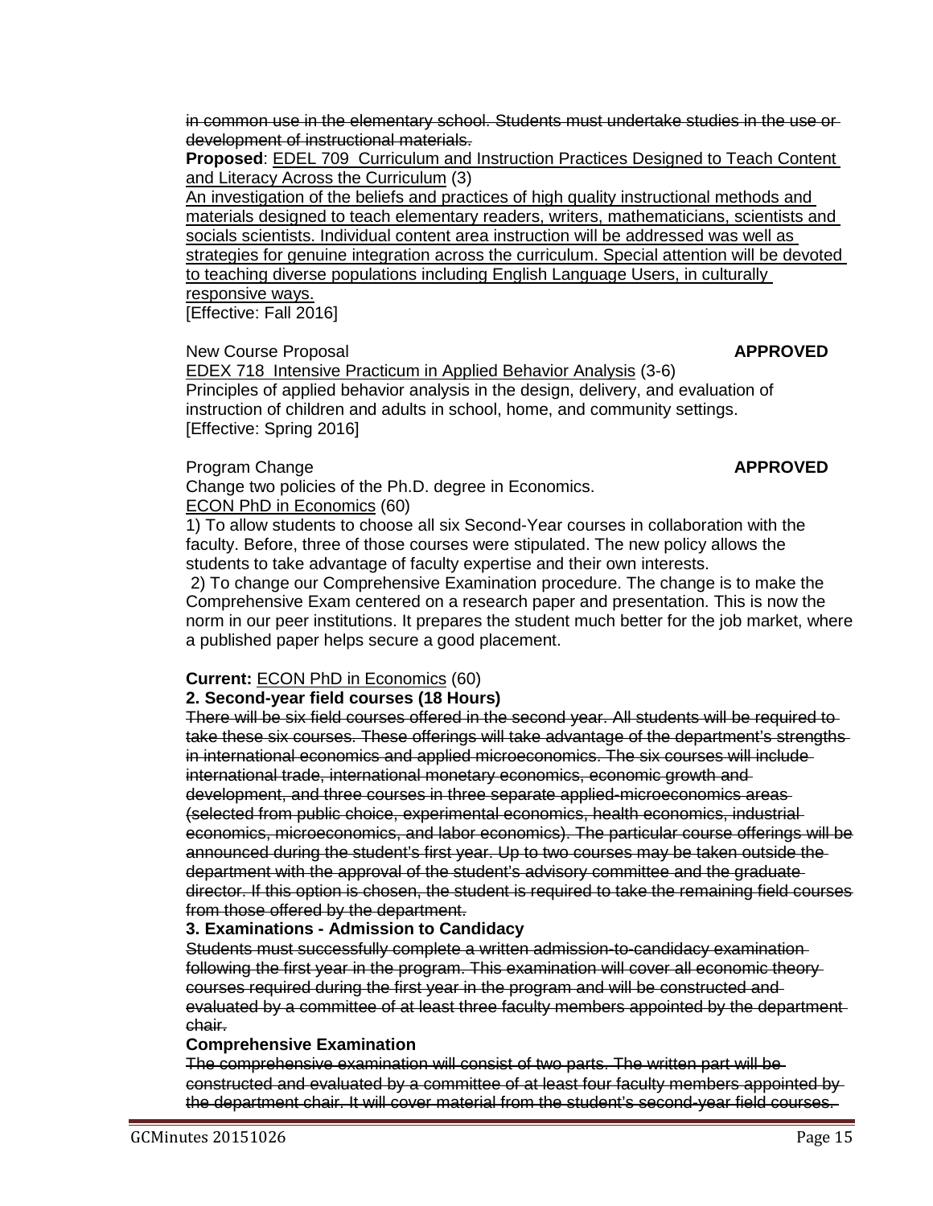~~in common use in the elementary school. Students must undertake studies in the use or development of instructional materials.~~

**Proposed**: <u>EDEL 709 Curriculum and Instruction Practices Designed to Teach Content and Literacy Across the Curriculum</u> (3)

<u>An investigation of the beliefs and practices of high quality instructional methods and materials designed to teach elementary readers, writers, mathematicians, scientists and socials scientists. Individual content area instruction will be addressed was well as strategies for genuine integration across the curriculum. Special attention will be devoted to teaching diverse populations including English Language Users, in culturally responsive ways.</u>

[Effective: Fall 2016]

New Course Proposal **APPROVED**

<u>EDEX 718 Intensive Practicum in Applied Behavior Analysis</u> (3-6)

Principles of applied behavior analysis in the design, delivery, and evaluation of instruction of children and adults in school, home, and community settings.

[Effective: Spring 2016]

Program Change **APPROVED**

Change two policies of the Ph.D. degree in Economics.

<u>ECON PhD in Economics</u> (60)

1) To allow students to choose all six Second-Year courses in collaboration with the faculty. Before, three of those courses were stipulated. The new policy allows the students to take advantage of faculty expertise and their own interests.

2) To change our Comprehensive Examination procedure. The change is to make the Comprehensive Exam centered on a research paper and presentation. This is now the norm in our peer institutions. It prepares the student much better for the job market, where a published paper helps secure a good placement.

**Current:** <u>ECON PhD in Economics</u> (60)

**2. Second-year field courses (18 Hours)**

~~There will be six field courses offered in the second year. All students will be required to take these six courses. These offerings will take advantage of the department's strengths in international economics and applied microeconomics. The six courses will include international trade, international monetary economics, economic growth and development, and three courses in three separate applied-microeconomics areas (selected from public choice, experimental economics, health economics, industrial economics, microeconomics, and labor economics). The particular course offerings will be announced during the student's first year. Up to two courses may be taken outside the department with the approval of the student's advisory committee and the graduate director. If this option is chosen, the student is required to take the remaining field courses from those offered by the department.~~

**3. Examinations - Admission to Candidacy**

~~Students must successfully complete a written admission-to-candidacy examination following the first year in the program. This examination will cover all economic theory courses required during the first year in the program and will be constructed and evaluated by a committee of at least three faculty members appointed by the department chair.~~

**Comprehensive Examination**

~~The comprehensive examination will consist of two parts. The written part will be constructed and evaluated by a committee of at least four faculty members appointed by the department chair. It will cover material from the student's second-year field courses.~~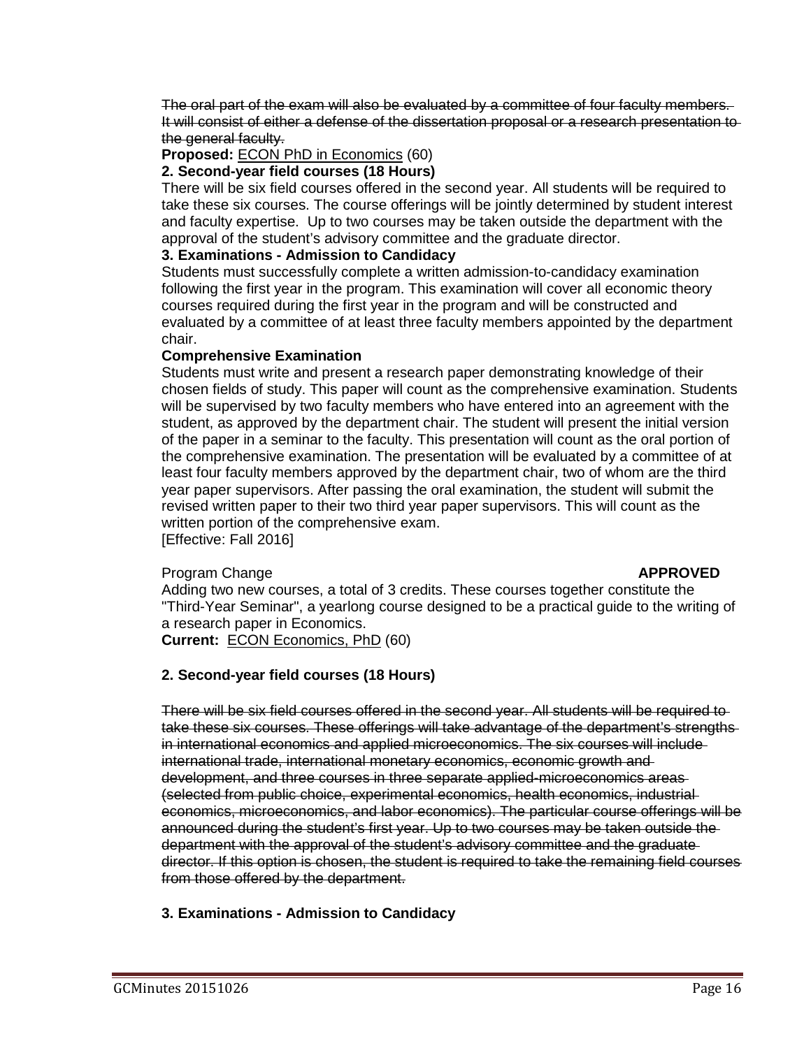~~The oral part of the exam will also be evaluated by a committee of four faculty members. It will consist of either a defense of the dissertation proposal or a research presentation to the general faculty.~~

**Proposed:** ECON PhD in Economics (60)

**2. Second-year field courses (18 Hours)**

There will be six field courses offered in the second year. All students will be required to take these six courses. The course offerings will be jointly determined by student interest and faculty expertise. Up to two courses may be taken outside the department with the approval of the student's advisory committee and the graduate director.

**3. Examinations - Admission to Candidacy**

Students must successfully complete a written admission-to-candidacy examination following the first year in the program. This examination will cover all economic theory courses required during the first year in the program and will be constructed and evaluated by a committee of at least three faculty members appointed by the department chair.

**Comprehensive Examination**

Students must write and present a research paper demonstrating knowledge of their chosen fields of study. This paper will count as the comprehensive examination. Students will be supervised by two faculty members who have entered into an agreement with the student, as approved by the department chair. The student will present the initial version of the paper in a seminar to the faculty. This presentation will count as the oral portion of the comprehensive examination. The presentation will be evaluated by a committee of at least four faculty members approved by the department chair, two of whom are the third year paper supervisors. After passing the oral examination, the student will submit the revised written paper to their two third year paper supervisors. This will count as the written portion of the comprehensive exam.

[Effective: Fall 2016]

Program Change **APPROVED**

Adding two new courses, a total of 3 credits. These courses together constitute the "Third-Year Seminar", a yearlong course designed to be a practical guide to the writing of a research paper in Economics.

**Current:** ECON Economics, PhD (60)

**2. Second-year field courses (18 Hours)**

~~There will be six field courses offered in the second year. All students will be required to take these six courses. These offerings will take advantage of the department's strengths in international economics and applied microeconomics. The six courses will include international trade, international monetary economics, economic growth and development, and three courses in three separate applied-microeconomics areas (selected from public choice, experimental economics, health economics, industrial economics, microeconomics, and labor economics). The particular course offerings will be announced during the student's first year. Up to two courses may be taken outside the department with the approval of the student's advisory committee and the graduate director. If this option is chosen, the student is required to take the remaining field courses from those offered by the department.~~

**3. Examinations - Admission to Candidacy**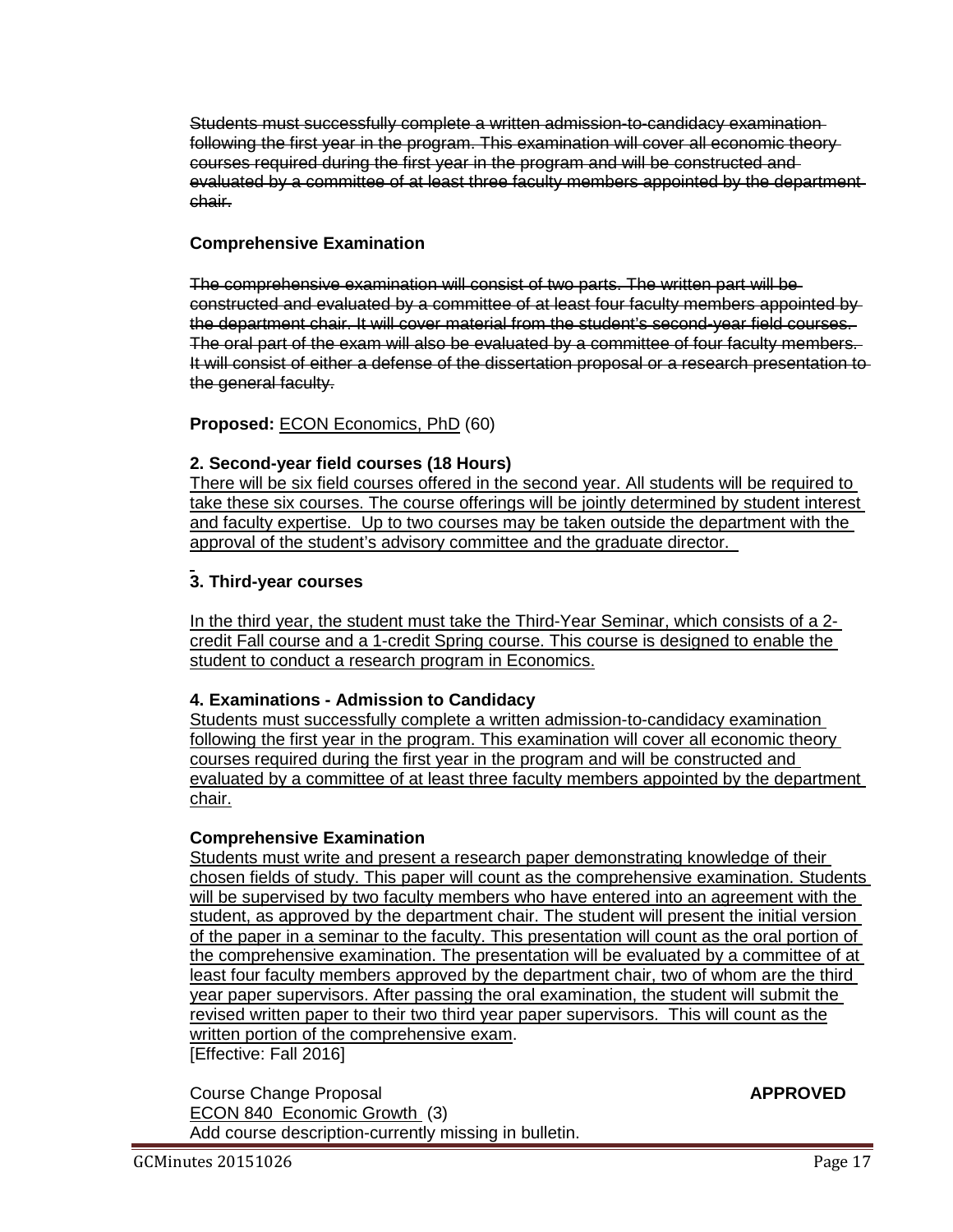~~Students must successfully complete a written admission-to-candidacy examination following the first year in the program. This examination will cover all economic theory courses required during the first year in the program and will be constructed and evaluated by a committee of at least three faculty members appointed by the department chair.~~

**Comprehensive Examination**

~~The comprehensive examination will consist of two parts. The written part will be constructed and evaluated by a committee of at least four faculty members appointed by the department chair. It will cover material from the student's second-year field courses. The oral part of the exam will also be evaluated by a committee of four faculty members. It will consist of either a defense of the dissertation proposal or a research presentation to the general faculty.~~

**Proposed:** <u>ECON Economics, PhD</u> (60)

**2. Second-year field courses (18 Hours)**

<u>There will be six field courses offered in the second year. All students will be required to take these six courses. The course offerings will be jointly determined by student interest and faculty expertise. Up to two courses may be taken outside the department with the approval of the student's advisory committee and the graduate director.</u>

**3. Third-year courses**

<u>In the third year, the student must take the Third-Year Seminar, which consists of a 2-credit Fall course and a 1-credit Spring course. This course is designed to enable the student to conduct a research program in Economics.</u>

**4. Examinations - Admission to Candidacy**

<u>Students must successfully complete a written admission-to-candidacy examination following the first year in the program. This examination will cover all economic theory courses required during the first year in the program and will be constructed and evaluated by a committee of at least three faculty members appointed by the department chair.</u>

**Comprehensive Examination**

<u>Students must write and present a research paper demonstrating knowledge of their chosen fields of study. This paper will count as the comprehensive examination. Students will be supervised by two faculty members who have entered into an agreement with the student, as approved by the department chair. The student will present the initial version of the paper in a seminar to the faculty. This presentation will count as the oral portion of the comprehensive examination. The presentation will be evaluated by a committee of at least four faculty members approved by the department chair, two of whom are the third year paper supervisors. After passing the oral examination, the student will submit the revised written paper to their two third year paper supervisors. This will count as the written portion of the comprehensive exam</u>.

[Effective: Fall 2016]

Course Change Proposal **APPROVED**

<u>ECON 840 Economic Growth</u> (3)

Add course description-currently missing in bulletin.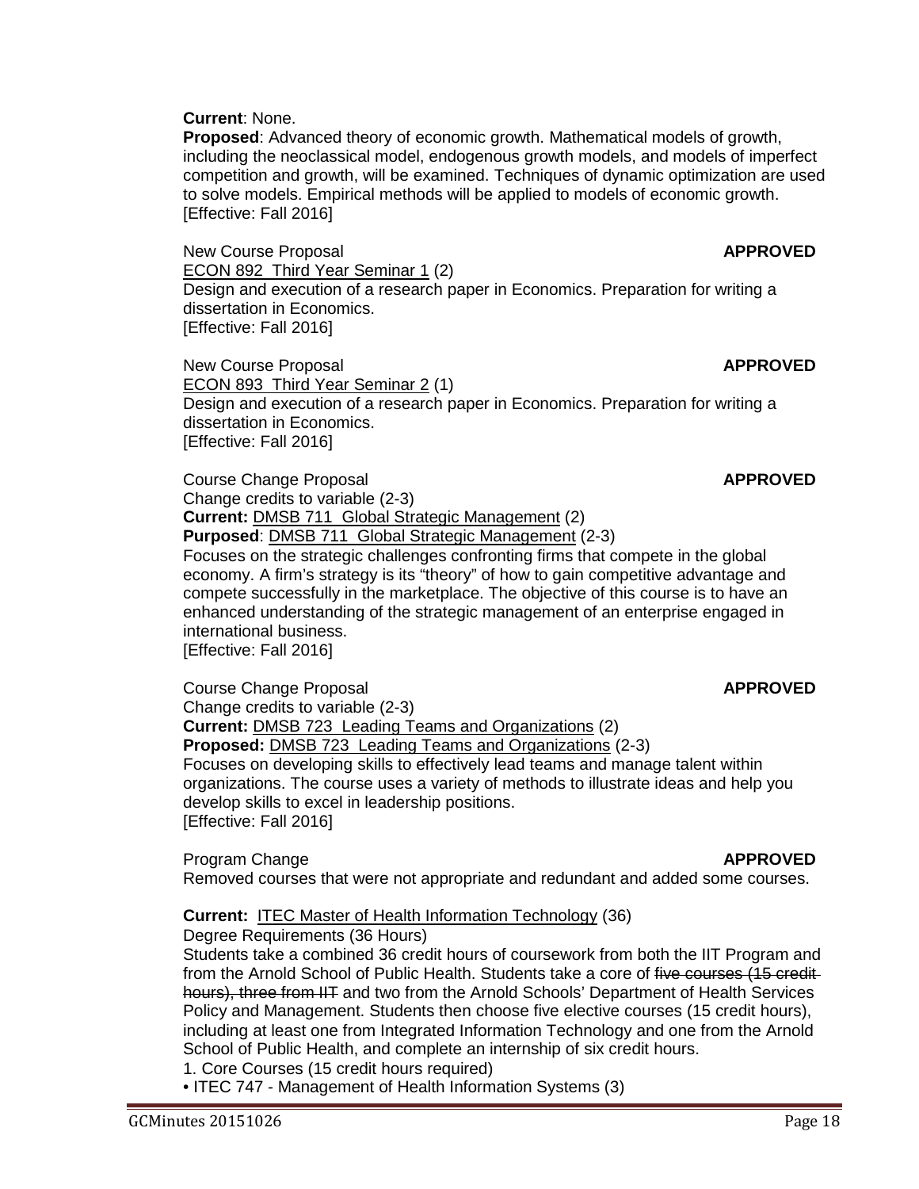**Current**: None.
**Proposed**: Advanced theory of economic growth. Mathematical models of growth, including the neoclassical model, endogenous growth models, and models of imperfect competition and growth, will be examined. Techniques of dynamic optimization are used to solve models. Empirical methods will be applied to models of economic growth.
[Effective: Fall 2016]

New Course Proposal **APPROVED**
ECON 892 Third Year Seminar 1 (2)
Design and execution of a research paper in Economics. Preparation for writing a dissertation in Economics.
[Effective: Fall 2016]

New Course Proposal **APPROVED**
ECON 893 Third Year Seminar 2 (1)
Design and execution of a research paper in Economics. Preparation for writing a dissertation in Economics.
[Effective: Fall 2016]

Course Change Proposal **APPROVED**
Change credits to variable (2-3)
**Current:** DMSB 711 Global Strategic Management (2)
**Purposed**: DMSB 711 Global Strategic Management (2-3)
Focuses on the strategic challenges confronting firms that compete in the global economy. A firm's strategy is its "theory" of how to gain competitive advantage and compete successfully in the marketplace. The objective of this course is to have an enhanced understanding of the strategic management of an enterprise engaged in international business.
[Effective: Fall 2016]

Course Change Proposal **APPROVED**
Change credits to variable (2-3)
**Current:** DMSB 723 Leading Teams and Organizations (2)
**Proposed:** DMSB 723 Leading Teams and Organizations (2-3)
Focuses on developing skills to effectively lead teams and manage talent within organizations. The course uses a variety of methods to illustrate ideas and help you develop skills to excel in leadership positions.
[Effective: Fall 2016]

Program Change **APPROVED**
Removed courses that were not appropriate and redundant and added some courses.

**Current:** ITEC Master of Health Information Technology (36)
Degree Requirements (36 Hours)
Students take a combined 36 credit hours of coursework from both the IIT Program and from the Arnold School of Public Health. Students take a core of ~~five courses (15 credit hours), three from IIT~~ and two from the Arnold Schools' Department of Health Services Policy and Management. Students then choose five elective courses (15 credit hours), including at least one from Integrated Information Technology and one from the Arnold School of Public Health, and complete an internship of six credit hours.
1. Core Courses (15 credit hours required)
• ITEC 747 - Management of Health Information Systems (3)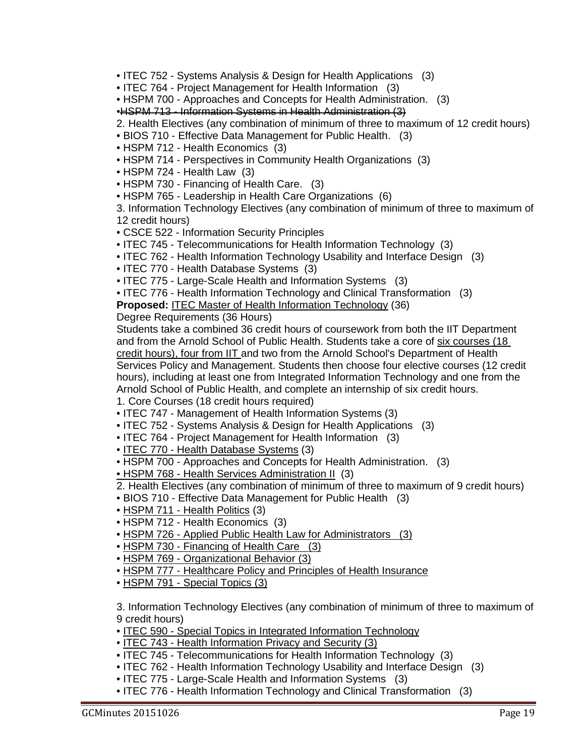- ITEC 752 - Systems Analysis & Design for Health Applications (3)
- ITEC 764 - Project Management for Health Information (3)
- HSPM 700 - Approaches and Concepts for Health Administration. (3)
- ~~HSPM 713 - Information Systems in Health Administration (3)~~

2. Health Electives (any combination of minimum of three to maximum of 12 credit hours)

- BIOS 710 - Effective Data Management for Public Health. (3)
- HSPM 712 - Health Economics (3)
- HSPM 714 - Perspectives in Community Health Organizations (3)
- HSPM 724 - Health Law (3)
- HSPM 730 - Financing of Health Care. (3)
- HSPM 765 - Leadership in Health Care Organizations (6)

3. Information Technology Electives (any combination of minimum of three to maximum of 12 credit hours)

- CSCE 522 - Information Security Principles
- ITEC 745 - Telecommunications for Health Information Technology (3)
- ITEC 762 - Health Information Technology Usability and Interface Design (3)
- ITEC 770 - Health Database Systems (3)
- ITEC 775 - Large-Scale Health and Information Systems (3)
- ITEC 776 - Health Information Technology and Clinical Transformation (3)

**Proposed:** <u>ITEC Master of Health Information Technology</u> (36)

Degree Requirements (36 Hours)

Students take a combined 36 credit hours of coursework from both the IIT Department and from the Arnold School of Public Health. Students take a core of <u>six courses (18 credit hours), four from IIT</u> and two from the Arnold School's Department of Health Services Policy and Management. Students then choose four elective courses (12 credit hours), including at least one from Integrated Information Technology and one from the Arnold School of Public Health, and complete an internship of six credit hours.

1. Core Courses (18 credit hours required)

- ITEC 747 - Management of Health Information Systems (3)
- ITEC 752 - Systems Analysis & Design for Health Applications (3)
- ITEC 764 - Project Management for Health Information (3)
- <u>ITEC 770 - Health Database Systems</u> (3)
- HSPM 700 - Approaches and Concepts for Health Administration. (3)
- <u>HSPM 768 - Health Services Administration II</u> (3)

2. Health Electives (any combination of minimum of three to maximum of 9 credit hours)

- BIOS 710 - Effective Data Management for Public Health (3)
- <u>HSPM 711 - Health Politics</u> (3)
- HSPM 712 - Health Economics (3)
- <u>HSPM 726 - Applied Public Health Law for Administrators (3)</u>
- <u>HSPM 730 - Financing of Health Care (3)</u>
- <u>HSPM 769 - Organizational Behavior (3)</u>
- <u>HSPM 777 - Healthcare Policy and Principles of Health Insurance</u>
- <u>HSPM 791 - Special Topics (3)</u>

3. Information Technology Electives (any combination of minimum of three to maximum of 9 credit hours)

- <u>ITEC 590 - Special Topics in Integrated Information Technology</u>
- <u>ITEC 743 - Health Information Privacy and Security (3)</u>
- ITEC 745 - Telecommunications for Health Information Technology (3)
- ITEC 762 - Health Information Technology Usability and Interface Design (3)
- ITEC 775 - Large-Scale Health and Information Systems (3)
- ITEC 776 - Health Information Technology and Clinical Transformation (3)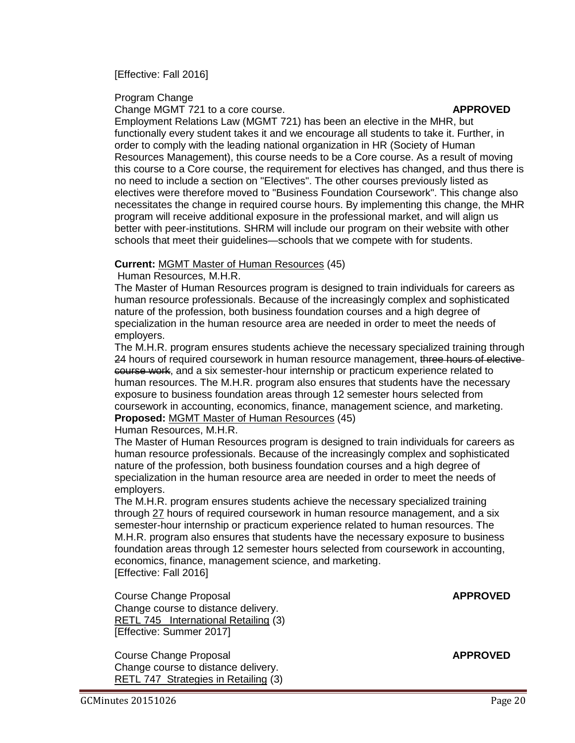[Effective: Fall 2016]

Program Change

Change MGMT 721 to a core course. **APPROVED**

Employment Relations Law (MGMT 721) has been an elective in the MHR, but functionally every student takes it and we encourage all students to take it. Further, in order to comply with the leading national organization in HR (Society of Human Resources Management), this course needs to be a Core course. As a result of moving this course to a Core course, the requirement for electives has changed, and thus there is no need to include a section on "Electives". The other courses previously listed as electives were therefore moved to "Business Foundation Coursework". This change also necessitates the change in required course hours. By implementing this change, the MHR program will receive additional exposure in the professional market, and will align us better with peer-institutions. SHRM will include our program on their website with other schools that meet their guidelines—schools that we compete with for students.

**Current:** <u>MGMT Master of Human Resources</u> (45)

Human Resources, M.H.R.

The Master of Human Resources program is designed to train individuals for careers as human resource professionals. Because of the increasingly complex and sophisticated nature of the profession, both business foundation courses and a high degree of specialization in the human resource area are needed in order to meet the needs of employers.

The M.H.R. program ensures students achieve the necessary specialized training through ~~2~~4 hours of required coursework in human resource management, ~~three hours of elective course work~~, and a six semester-hour internship or practicum experience related to human resources. The M.H.R. program also ensures that students have the necessary exposure to business foundation areas through 12 semester hours selected from coursework in accounting, economics, finance, management science, and marketing.

**Proposed:** <u>MGMT Master of Human Resources</u> (45)

Human Resources, M.H.R.

The Master of Human Resources program is designed to train individuals for careers as human resource professionals. Because of the increasingly complex and sophisticated nature of the profession, both business foundation courses and a high degree of specialization in the human resource area are needed in order to meet the needs of employers.

The M.H.R. program ensures students achieve the necessary specialized training through <u>27</u> hours of required coursework in human resource management, and a six semester-hour internship or practicum experience related to human resources. The M.H.R. program also ensures that students have the necessary exposure to business foundation areas through 12 semester hours selected from coursework in accounting, economics, finance, management science, and marketing.

[Effective: Fall 2016]

Course Change Proposal **APPROVED**

Change course to distance delivery.

<u>RETL 745 International Retailing</u> (3)

[Effective: Summer 2017]

Course Change Proposal **APPROVED**

Change course to distance delivery.

<u>RETL 747 Strategies in Retailing</u> (3)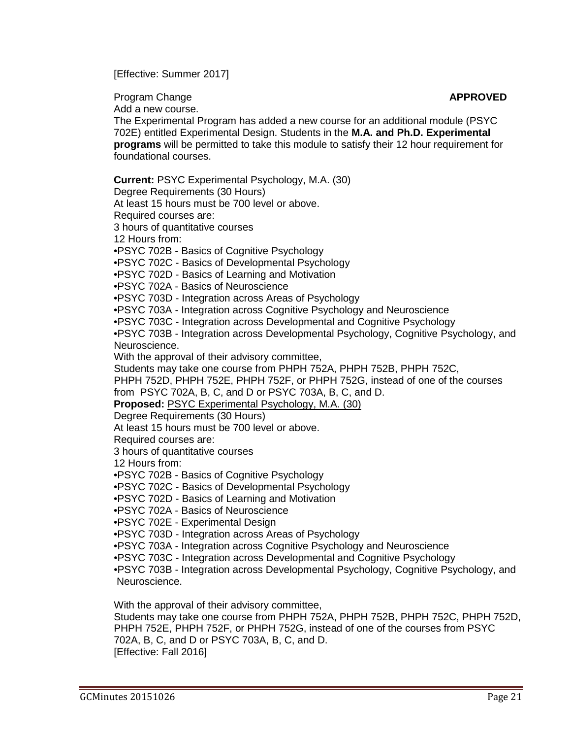[Effective: Summer 2017]

Program Change **APPROVED**

Add a new course.

The Experimental Program has added a new course for an additional module (PSYC 702E) entitled Experimental Design. Students in the **M.A. and Ph.D. Experimental programs** will be permitted to take this module to satisfy their 12 hour requirement for foundational courses.

**Current:** PSYC Experimental Psychology, M.A. (30)

Degree Requirements (30 Hours)

At least 15 hours must be 700 level or above.

Required courses are:

3 hours of quantitative courses

12 Hours from:

- PSYC 702B - Basics of Cognitive Psychology
- PSYC 702C - Basics of Developmental Psychology
- PSYC 702D - Basics of Learning and Motivation
- PSYC 702A - Basics of Neuroscience
- PSYC 703D - Integration across Areas of Psychology
- PSYC 703A - Integration across Cognitive Psychology and Neuroscience
- PSYC 703C - Integration across Developmental and Cognitive Psychology
- PSYC 703B - Integration across Developmental Psychology, Cognitive Psychology, and Neuroscience.

With the approval of their advisory committee,

Students may take one course from PHPH 752A, PHPH 752B, PHPH 752C, PHPH 752D, PHPH 752E, PHPH 752F, or PHPH 752G, instead of one of the courses from PSYC 702A, B, C, and D or PSYC 703A, B, C, and D.

**Proposed:** PSYC Experimental Psychology, M.A. (30)

Degree Requirements (30 Hours)

At least 15 hours must be 700 level or above.

Required courses are:

3 hours of quantitative courses

12 Hours from:

- PSYC 702B - Basics of Cognitive Psychology
- PSYC 702C - Basics of Developmental Psychology
- PSYC 702D - Basics of Learning and Motivation
- PSYC 702A - Basics of Neuroscience
- PSYC 702E - Experimental Design
- PSYC 703D - Integration across Areas of Psychology
- PSYC 703A - Integration across Cognitive Psychology and Neuroscience
- PSYC 703C - Integration across Developmental and Cognitive Psychology
- PSYC 703B - Integration across Developmental Psychology, Cognitive Psychology, and Neuroscience.

With the approval of their advisory committee,

Students may take one course from PHPH 752A, PHPH 752B, PHPH 752C, PHPH 752D, PHPH 752E, PHPH 752F, or PHPH 752G, instead of one of the courses from PSYC 702A, B, C, and D or PSYC 703A, B, C, and D.

[Effective: Fall 2016]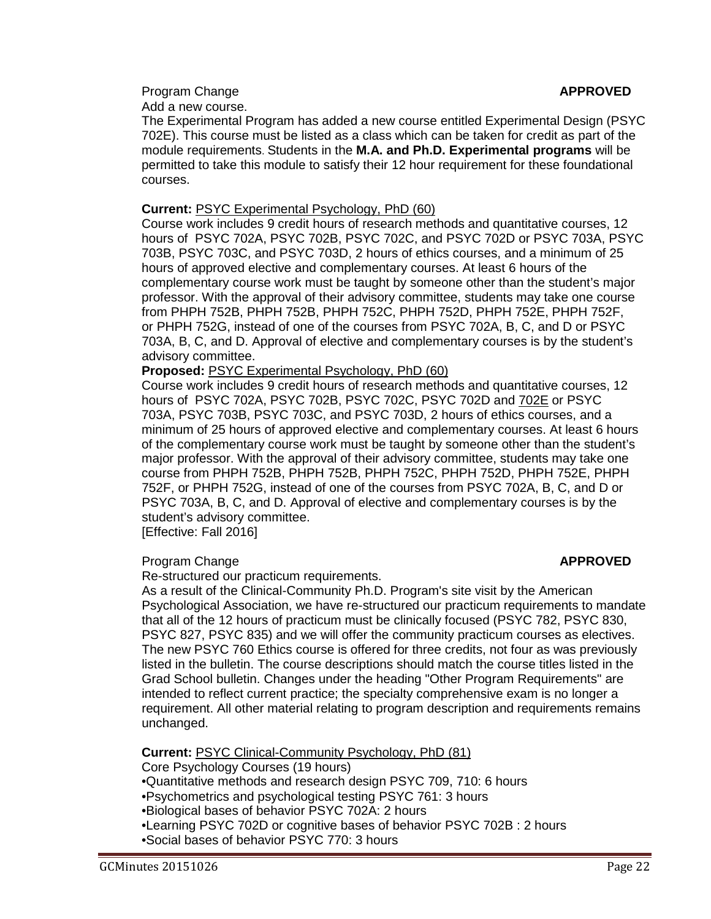Program Change **APPROVED**

Add a new course.

The Experimental Program has added a new course entitled Experimental Design (PSYC 702E). This course must be listed as a class which can be taken for credit as part of the module requirements. Students in the **M.A. and Ph.D. Experimental programs** will be permitted to take this module to satisfy their 12 hour requirement for these foundational courses.

**Current:** PSYC Experimental Psychology, PhD (60)

Course work includes 9 credit hours of research methods and quantitative courses, 12 hours of PSYC 702A, PSYC 702B, PSYC 702C, and PSYC 702D or PSYC 703A, PSYC 703B, PSYC 703C, and PSYC 703D, 2 hours of ethics courses, and a minimum of 25 hours of approved elective and complementary courses. At least 6 hours of the complementary course work must be taught by someone other than the student's major professor. With the approval of their advisory committee, students may take one course from PHPH 752B, PHPH 752B, PHPH 752C, PHPH 752D, PHPH 752E, PHPH 752F, or PHPH 752G, instead of one of the courses from PSYC 702A, B, C, and D or PSYC 703A, B, C, and D. Approval of elective and complementary courses is by the student's advisory committee.

**Proposed:** PSYC Experimental Psychology, PhD (60)

Course work includes 9 credit hours of research methods and quantitative courses, 12 hours of PSYC 702A, PSYC 702B, PSYC 702C, PSYC 702D and 702E or PSYC 703A, PSYC 703B, PSYC 703C, and PSYC 703D, 2 hours of ethics courses, and a minimum of 25 hours of approved elective and complementary courses. At least 6 hours of the complementary course work must be taught by someone other than the student's major professor. With the approval of their advisory committee, students may take one course from PHPH 752B, PHPH 752B, PHPH 752C, PHPH 752D, PHPH 752E, PHPH 752F, or PHPH 752G, instead of one of the courses from PSYC 702A, B, C, and D or PSYC 703A, B, C, and D. Approval of elective and complementary courses is by the student's advisory committee.

[Effective: Fall 2016]

Program Change **APPROVED**

Re-structured our practicum requirements.

As a result of the Clinical-Community Ph.D. Program's site visit by the American Psychological Association, we have re-structured our practicum requirements to mandate that all of the 12 hours of practicum must be clinically focused (PSYC 782, PSYC 830, PSYC 827, PSYC 835) and we will offer the community practicum courses as electives. The new PSYC 760 Ethics course is offered for three credits, not four as was previously listed in the bulletin. The course descriptions should match the course titles listed in the Grad School bulletin. Changes under the heading "Other Program Requirements" are intended to reflect current practice; the specialty comprehensive exam is no longer a requirement. All other material relating to program description and requirements remains unchanged.

**Current:** PSYC Clinical-Community Psychology, PhD (81)

Core Psychology Courses (19 hours)

- Quantitative methods and research design PSYC 709, 710: 6 hours
- Psychometrics and psychological testing PSYC 761: 3 hours
- Biological bases of behavior PSYC 702A: 2 hours
- Learning PSYC 702D or cognitive bases of behavior PSYC 702B : 2 hours
- Social bases of behavior PSYC 770: 3 hours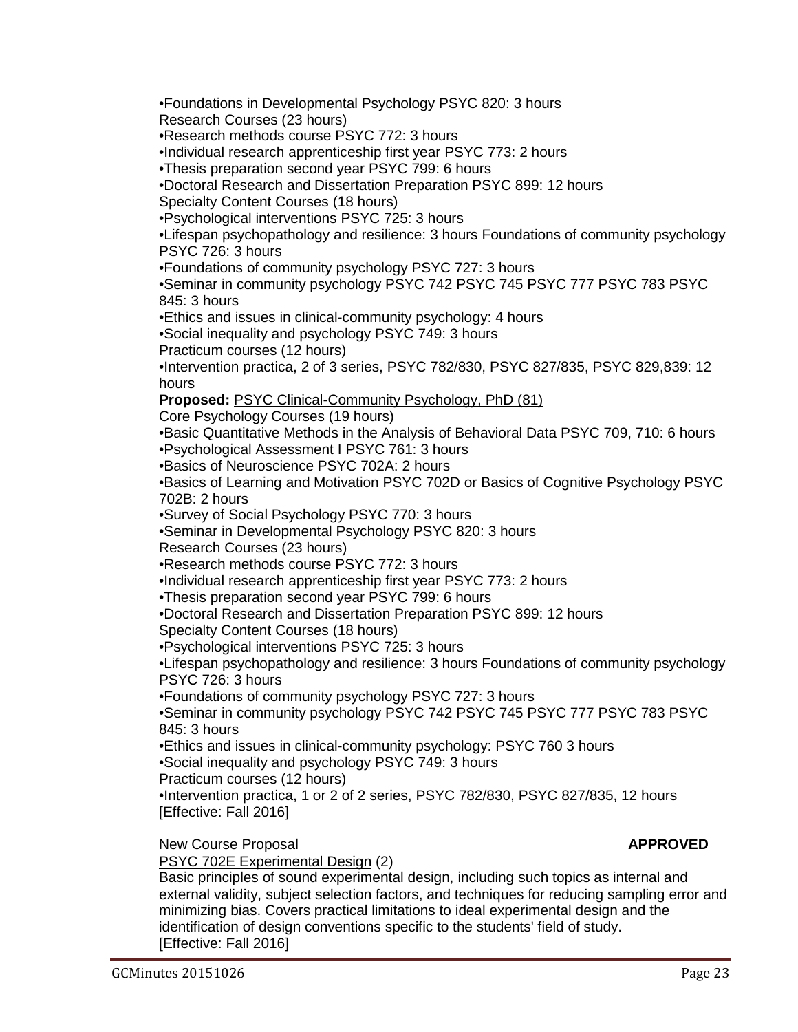•Foundations in Developmental Psychology PSYC 820: 3 hours
Research Courses (23 hours)
•Research methods course PSYC 772: 3 hours
•Individual research apprenticeship first year PSYC 773: 2 hours
•Thesis preparation second year PSYC 799: 6 hours
•Doctoral Research and Dissertation Preparation PSYC 899: 12 hours
Specialty Content Courses (18 hours)
•Psychological interventions PSYC 725: 3 hours
•Lifespan psychopathology and resilience: 3 hours Foundations of community psychology PSYC 726: 3 hours
•Foundations of community psychology PSYC 727: 3 hours
•Seminar in community psychology PSYC 742 PSYC 745 PSYC 777 PSYC 783 PSYC 845: 3 hours
•Ethics and issues in clinical-community psychology: 4 hours
•Social inequality and psychology PSYC 749: 3 hours
Practicum courses (12 hours)
•Intervention practica, 2 of 3 series, PSYC 782/830, PSYC 827/835, PSYC 829,839: 12 hours

**Proposed:** PSYC Clinical-Community Psychology, PhD (81)
Core Psychology Courses (19 hours)
•Basic Quantitative Methods in the Analysis of Behavioral Data PSYC 709, 710: 6 hours
•Psychological Assessment I PSYC 761: 3 hours
•Basics of Neuroscience PSYC 702A: 2 hours
•Basics of Learning and Motivation PSYC 702D or Basics of Cognitive Psychology PSYC 702B: 2 hours
•Survey of Social Psychology PSYC 770: 3 hours
•Seminar in Developmental Psychology PSYC 820: 3 hours
Research Courses (23 hours)
•Research methods course PSYC 772: 3 hours
•Individual research apprenticeship first year PSYC 773: 2 hours
•Thesis preparation second year PSYC 799: 6 hours
•Doctoral Research and Dissertation Preparation PSYC 899: 12 hours
Specialty Content Courses (18 hours)
•Psychological interventions PSYC 725: 3 hours
•Lifespan psychopathology and resilience: 3 hours Foundations of community psychology PSYC 726: 3 hours
•Foundations of community psychology PSYC 727: 3 hours
•Seminar in community psychology PSYC 742 PSYC 745 PSYC 777 PSYC 783 PSYC 845: 3 hours
•Ethics and issues in clinical-community psychology: PSYC 760 3 hours
•Social inequality and psychology PSYC 749: 3 hours
Practicum courses (12 hours)
•Intervention practica, 1 or 2 of 2 series, PSYC 782/830, PSYC 827/835, 12 hours
[Effective: Fall 2016]

New Course Proposal **APPROVED**

PSYC 702E Experimental Design (2)
Basic principles of sound experimental design, including such topics as internal and external validity, subject selection factors, and techniques for reducing sampling error and minimizing bias. Covers practical limitations to ideal experimental design and the identification of design conventions specific to the students' field of study.
[Effective: Fall 2016]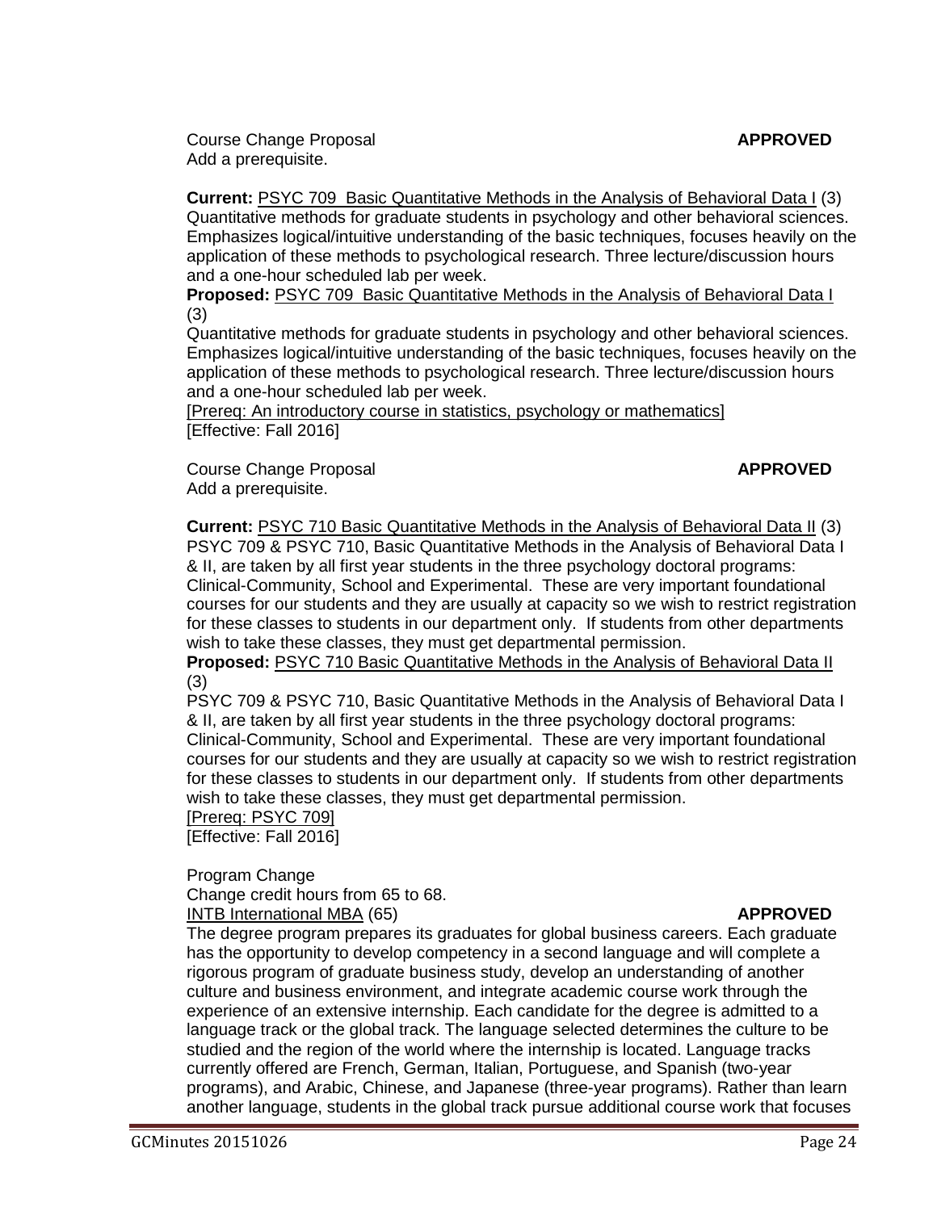Course Change Proposal **APPROVED**
Add a prerequisite.

**Current:** <u>PSYC 709 Basic Quantitative Methods in the Analysis of Behavioral Data I</u> (3)
Quantitative methods for graduate students in psychology and other behavioral sciences. Emphasizes logical/intuitive understanding of the basic techniques, focuses heavily on the application of these methods to psychological research. Three lecture/discussion hours and a one-hour scheduled lab per week.
**Proposed:** <u>PSYC 709 Basic Quantitative Methods in the Analysis of Behavioral Data I</u> (3)
Quantitative methods for graduate students in psychology and other behavioral sciences. Emphasizes logical/intuitive understanding of the basic techniques, focuses heavily on the application of these methods to psychological research. Three lecture/discussion hours and a one-hour scheduled lab per week.
<u>[Prereq: An introductory course in statistics, psychology or mathematics]</u>
[Effective: Fall 2016]

Course Change Proposal **APPROVED**
Add a prerequisite.

**Current:** <u>PSYC 710 Basic Quantitative Methods in the Analysis of Behavioral Data II</u> (3)
PSYC 709 & PSYC 710, Basic Quantitative Methods in the Analysis of Behavioral Data I & II, are taken by all first year students in the three psychology doctoral programs: Clinical-Community, School and Experimental. These are very important foundational courses for our students and they are usually at capacity so we wish to restrict registration for these classes to students in our department only. If students from other departments wish to take these classes, they must get departmental permission.
**Proposed:** <u>PSYC 710 Basic Quantitative Methods in the Analysis of Behavioral Data II</u> (3)
PSYC 709 & PSYC 710, Basic Quantitative Methods in the Analysis of Behavioral Data I & II, are taken by all first year students in the three psychology doctoral programs: Clinical-Community, School and Experimental. These are very important foundational courses for our students and they are usually at capacity so we wish to restrict registration for these classes to students in our department only. If students from other departments wish to take these classes, they must get departmental permission.
<u>[Prereq: PSYC 709]</u>
[Effective: Fall 2016]

Program Change
Change credit hours from 65 to 68.
<u>INTB International MBA</u> (65) **APPROVED**
The degree program prepares its graduates for global business careers. Each graduate has the opportunity to develop competency in a second language and will complete a rigorous program of graduate business study, develop an understanding of another culture and business environment, and integrate academic course work through the experience of an extensive internship. Each candidate for the degree is admitted to a language track or the global track. The language selected determines the culture to be studied and the region of the world where the internship is located. Language tracks currently offered are French, German, Italian, Portuguese, and Spanish (two-year programs), and Arabic, Chinese, and Japanese (three-year programs). Rather than learn another language, students in the global track pursue additional course work that focuses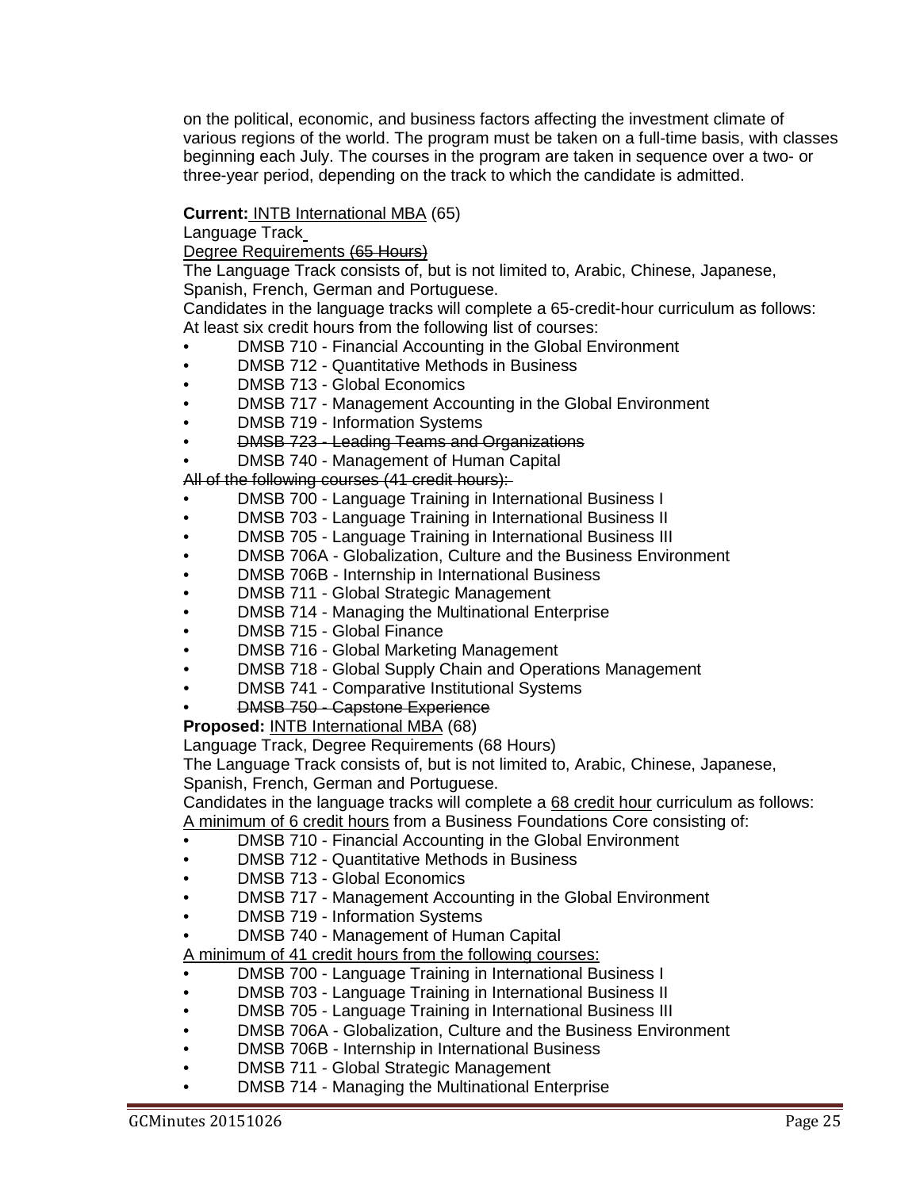on the political, economic, and business factors affecting the investment climate of various regions of the world. The program must be taken on a full-time basis, with classes beginning each July. The courses in the program are taken in sequence over a two- or three-year period, depending on the track to which the candidate is admitted.

**Current:** INTB International MBA (65)

Language Track

Degree Requirements ~~(65 Hours)~~

The Language Track consists of, but is not limited to, Arabic, Chinese, Japanese, Spanish, French, German and Portuguese.

Candidates in the language tracks will complete a 65-credit-hour curriculum as follows:

At least six credit hours from the following list of courses:

- DMSB 710 - Financial Accounting in the Global Environment
- DMSB 712 - Quantitative Methods in Business
- DMSB 713 - Global Economics
- DMSB 717 - Management Accounting in the Global Environment
- DMSB 719 - Information Systems
- ~~DMSB 723 - Leading Teams and Organizations~~
- DMSB 740 - Management of Human Capital

~~All of the following courses (41 credit hours):~~

- DMSB 700 - Language Training in International Business I
- DMSB 703 - Language Training in International Business II
- DMSB 705 - Language Training in International Business III
- DMSB 706A - Globalization, Culture and the Business Environment
- DMSB 706B - Internship in International Business
- DMSB 711 - Global Strategic Management
- DMSB 714 - Managing the Multinational Enterprise
- DMSB 715 - Global Finance
- DMSB 716 - Global Marketing Management
- DMSB 718 - Global Supply Chain and Operations Management
- DMSB 741 - Comparative Institutional Systems
- ~~DMSB 750 - Capstone Experience~~

**Proposed:** INTB International MBA (68)

Language Track, Degree Requirements (68 Hours)

The Language Track consists of, but is not limited to, Arabic, Chinese, Japanese, Spanish, French, German and Portuguese.

Candidates in the language tracks will complete a 68 credit hour curriculum as follows:

A minimum of 6 credit hours from a Business Foundations Core consisting of:

- DMSB 710 - Financial Accounting in the Global Environment
- DMSB 712 - Quantitative Methods in Business
- DMSB 713 - Global Economics
- DMSB 717 - Management Accounting in the Global Environment
- DMSB 719 - Information Systems
- DMSB 740 - Management of Human Capital

A minimum of 41 credit hours from the following courses:

- DMSB 700 - Language Training in International Business I
- DMSB 703 - Language Training in International Business II
- DMSB 705 - Language Training in International Business III
- DMSB 706A - Globalization, Culture and the Business Environment
- DMSB 706B - Internship in International Business
- DMSB 711 - Global Strategic Management
- DMSB 714 - Managing the Multinational Enterprise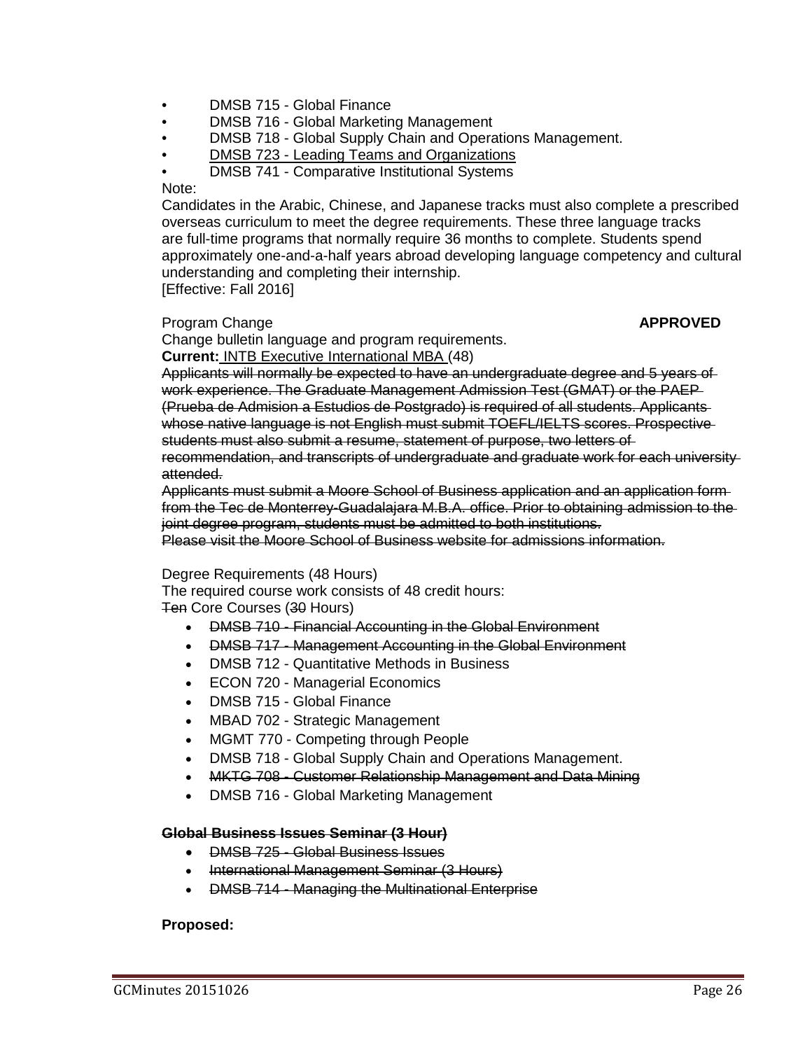- DMSB 715 - Global Finance
- DMSB 716 - Global Marketing Management
- DMSB 718 - Global Supply Chain and Operations Management.
- <u>DMSB 723 - Leading Teams and Organizations</u>
- DMSB 741 - Comparative Institutional Systems

Note:

Candidates in the Arabic, Chinese, and Japanese tracks must also complete a prescribed overseas curriculum to meet the degree requirements. These three language tracks are full-time programs that normally require 36 months to complete. Students spend approximately one-and-a-half years abroad developing language competency and cultural understanding and completing their internship.

[Effective: Fall 2016]

Program Change **APPROVED**

Change bulletin language and program requirements.

**Current:** <u>INTB Executive International MBA</u> (48)

~~Applicants will normally be expected to have an undergraduate degree and 5 years of work experience. The Graduate Management Admission Test (GMAT) or the PAEP (Prueba de Admision a Estudios de Postgrado) is required of all students. Applicants whose native language is not English must submit TOEFL/IELTS scores. Prospective students must also submit a resume, statement of purpose, two letters of recommendation, and transcripts of undergraduate and graduate work for each university attended.~~

~~Applicants must submit a Moore School of Business application and an application form from the Tec de Monterrey-Guadalajara M.B.A. office. Prior to obtaining admission to the joint degree program, students must be admitted to both institutions.~~

~~Please visit the Moore School of Business website for admissions information.~~

Degree Requirements (48 Hours)

The required course work consists of 48 credit hours:

~~Ten~~ Core Courses (~~30~~ Hours)

- ~~DMSB 710 - Financial Accounting in the Global Environment~~
- ~~DMSB 717 - Management Accounting in the Global Environment~~
- DMSB 712 - Quantitative Methods in Business
- ECON 720 - Managerial Economics
- DMSB 715 - Global Finance
- MBAD 702 - Strategic Management
- MGMT 770 - Competing through People
- DMSB 718 - Global Supply Chain and Operations Management.
- ~~MKTG 708 - Customer Relationship Management and Data Mining~~
- DMSB 716 - Global Marketing Management

**~~Global Business Issues Seminar (3 Hour)~~**

- ~~DMSB 725 - Global Business Issues~~
- ~~International Management Seminar (3 Hours)~~
- ~~DMSB 714 - Managing the Multinational Enterprise~~

**Proposed:**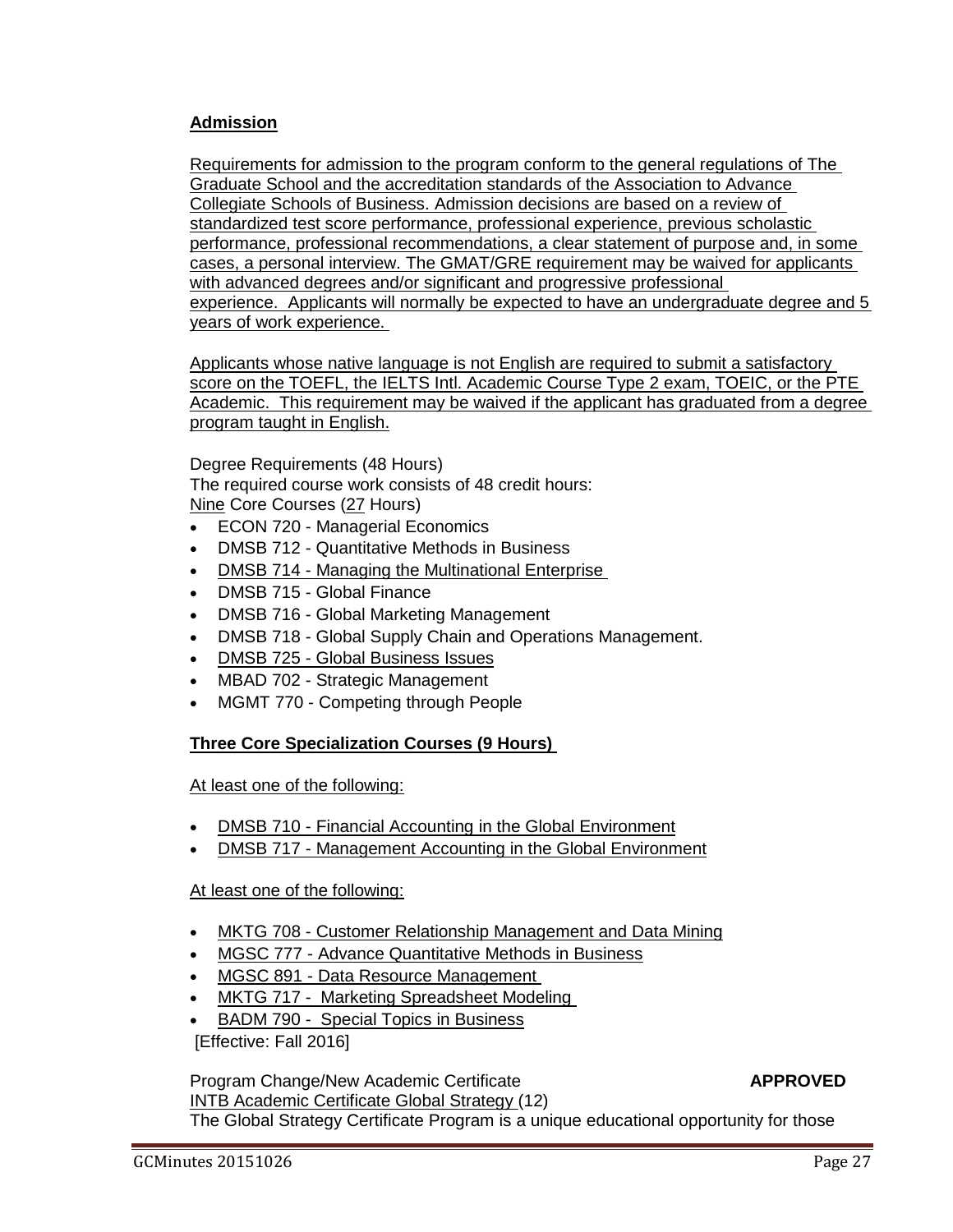**Admission**

Requirements for admission to the program conform to the general regulations of The Graduate School and the accreditation standards of the Association to Advance Collegiate Schools of Business. Admission decisions are based on a review of standardized test score performance, professional experience, previous scholastic performance, professional recommendations, a clear statement of purpose and, in some cases, a personal interview. The GMAT/GRE requirement may be waived for applicants with advanced degrees and/or significant and progressive professional experience. Applicants will normally be expected to have an undergraduate degree and 5 years of work experience.

Applicants whose native language is not English are required to submit a satisfactory score on the TOEFL, the IELTS Intl. Academic Course Type 2 exam, TOEIC, or the PTE Academic. This requirement may be waived if the applicant has graduated from a degree program taught in English.

Degree Requirements (48 Hours)
The required course work consists of 48 credit hours:
Nine Core Courses (27 Hours)

- ECON 720 - Managerial Economics
- DMSB 712 - Quantitative Methods in Business
- DMSB 714 - Managing the Multinational Enterprise
- DMSB 715 - Global Finance
- DMSB 716 - Global Marketing Management
- DMSB 718 - Global Supply Chain and Operations Management.
- DMSB 725 - Global Business Issues
- MBAD 702 - Strategic Management
- MGMT 770 - Competing through People

**Three Core Specialization Courses (9 Hours)**

At least one of the following:

- DMSB 710 - Financial Accounting in the Global Environment
- DMSB 717 - Management Accounting in the Global Environment

At least one of the following:

- MKTG 708 - Customer Relationship Management and Data Mining
- MGSC 777 - Advance Quantitative Methods in Business
- MGSC 891 - Data Resource Management
- MKTG 717 - Marketing Spreadsheet Modeling
- BADM 790 - Special Topics in Business

[Effective: Fall 2016]

Program Change/New Academic Certificate **APPROVED**
INTB Academic Certificate Global Strategy (12)
The Global Strategy Certificate Program is a unique educational opportunity for those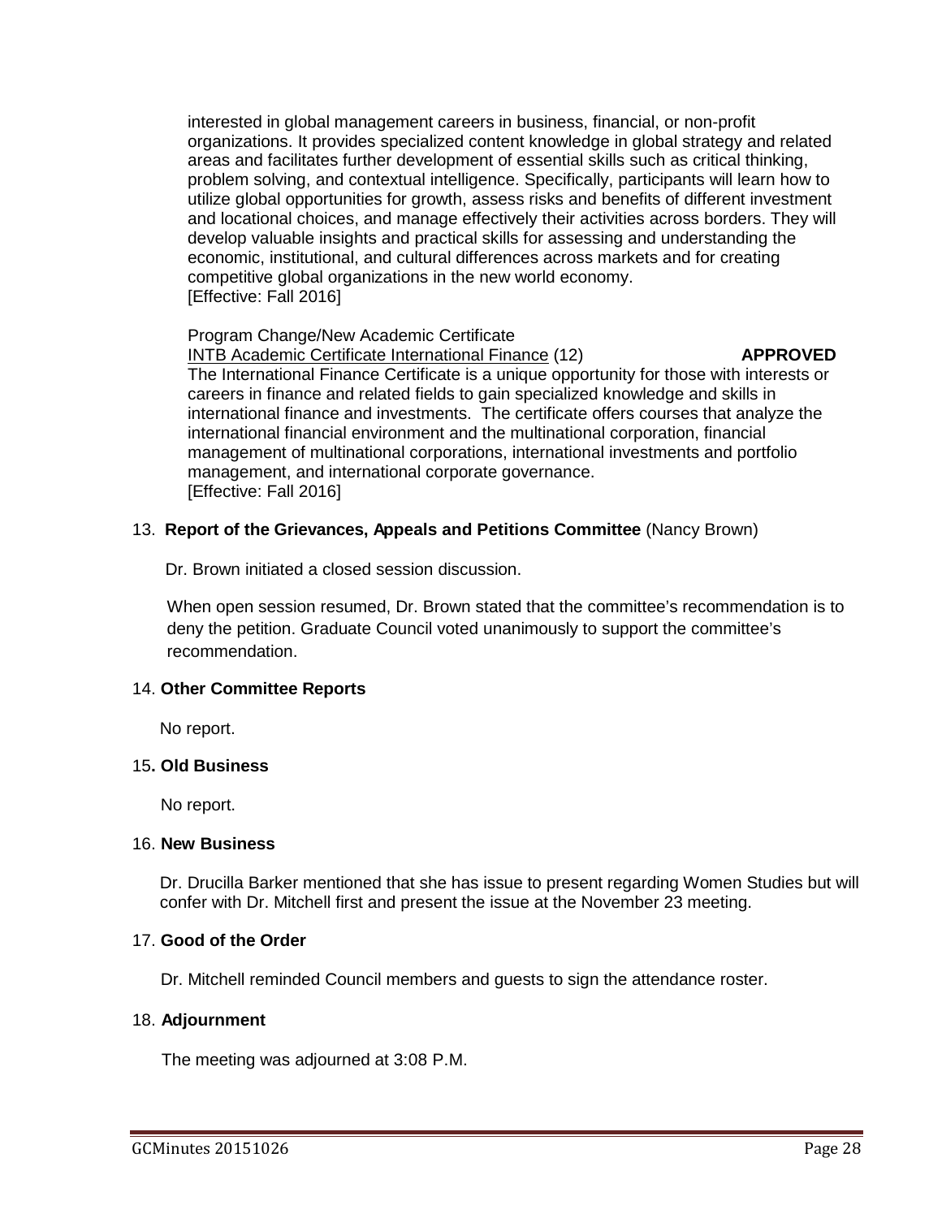interested in global management careers in business, financial, or non-profit organizations. It provides specialized content knowledge in global strategy and related areas and facilitates further development of essential skills such as critical thinking, problem solving, and contextual intelligence. Specifically, participants will learn how to utilize global opportunities for growth, assess risks and benefits of different investment and locational choices, and manage effectively their activities across borders. They will develop valuable insights and practical skills for assessing and understanding the economic, institutional, and cultural differences across markets and for creating competitive global organizations in the new world economy.
[Effective: Fall 2016]

Program Change/New Academic Certificate
INTB Academic Certificate International Finance (12) **APPROVED**
The International Finance Certificate is a unique opportunity for those with interests or careers in finance and related fields to gain specialized knowledge and skills in international finance and investments. The certificate offers courses that analyze the international financial environment and the multinational corporation, financial management of multinational corporations, international investments and portfolio management, and international corporate governance.
[Effective: Fall 2016]

13. **Report of the Grievances, Appeals and Petitions Committee** (Nancy Brown)

Dr. Brown initiated a closed session discussion.

When open session resumed, Dr. Brown stated that the committee's recommendation is to deny the petition. Graduate Council voted unanimously to support the committee's recommendation.

14. **Other Committee Reports**

No report.

15**. Old Business**

No report.

16. **New Business**

Dr. Drucilla Barker mentioned that she has issue to present regarding Women Studies but will confer with Dr. Mitchell first and present the issue at the November 23 meeting.

17. **Good of the Order**

Dr. Mitchell reminded Council members and guests to sign the attendance roster.

18. **Adjournment**

The meeting was adjourned at 3:08 P.M.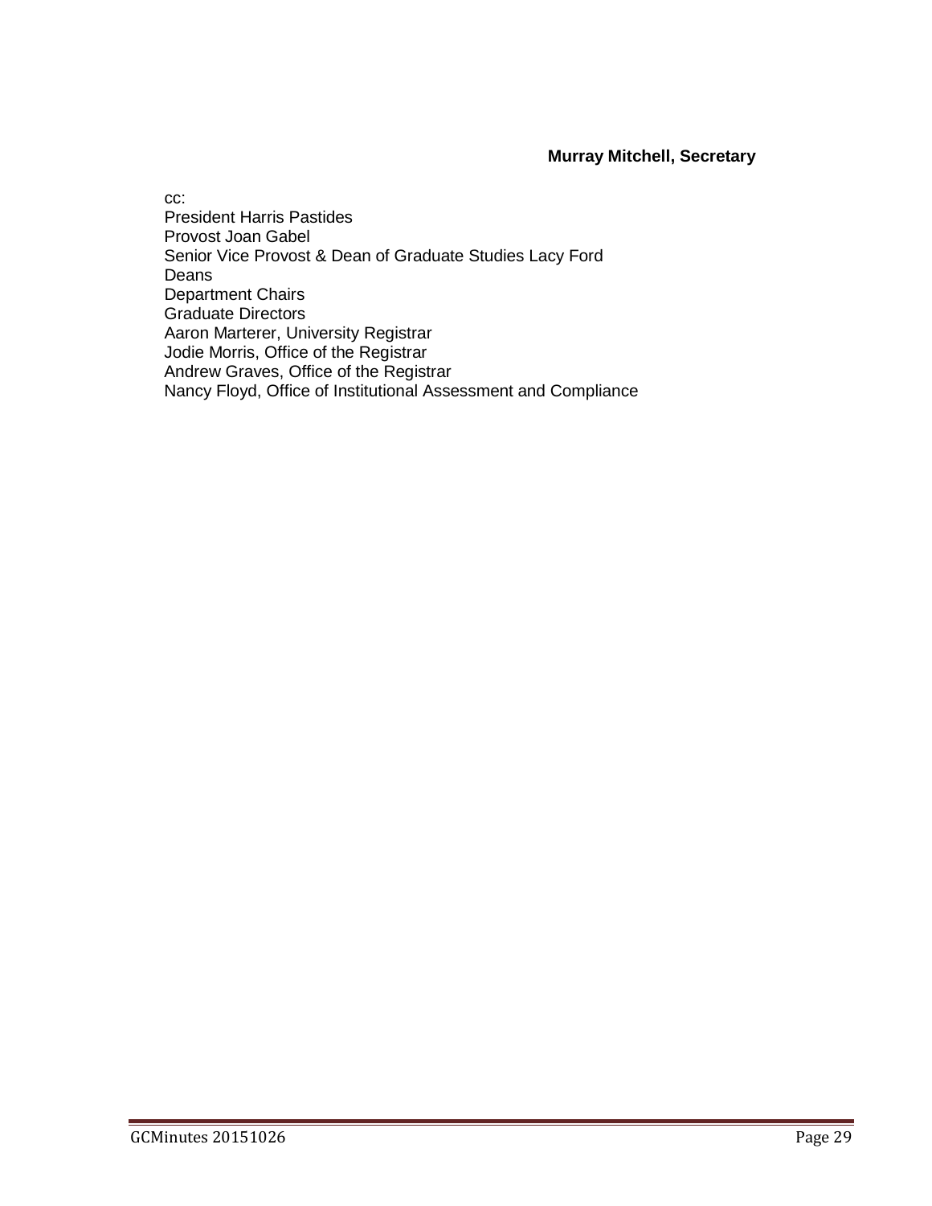**Murray Mitchell, Secretary**

cc:
President Harris Pastides
Provost Joan Gabel
Senior Vice Provost & Dean of Graduate Studies Lacy Ford
Deans
Department Chairs
Graduate Directors
Aaron Marterer, University Registrar
Jodie Morris, Office of the Registrar
Andrew Graves, Office of the Registrar
Nancy Floyd, Office of Institutional Assessment and Compliance